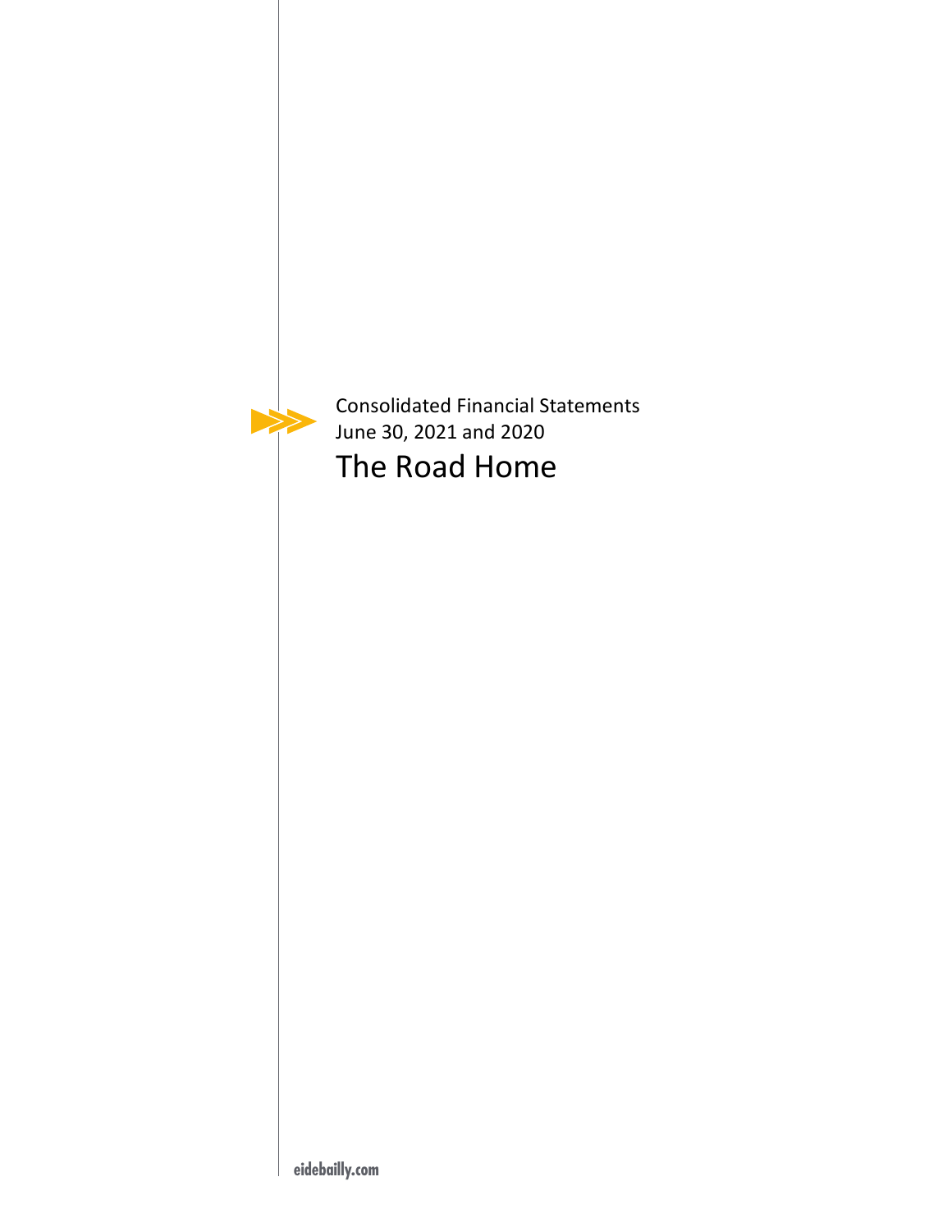Consolidated Financial Statements
June 30, 2021 and 2020

# The Road Home

eidebailly.com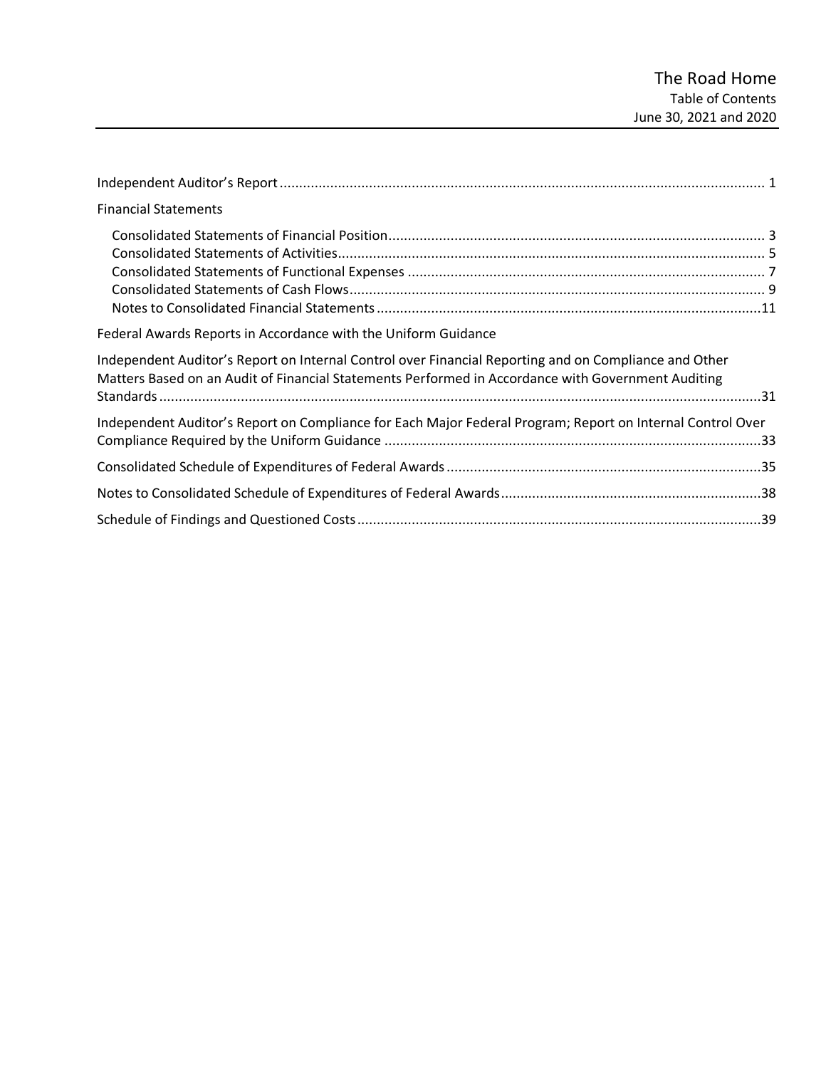# The Road Home

## Table of Contents

### June 30, 2021 and 2020

| | |
|---|---|
| Independent Auditor's Report | 1 |
| **Financial Statements** | |
| Consolidated Statements of Financial Position | 3 |
| Consolidated Statements of Activities | 5 |
| Consolidated Statements of Functional Expenses | 7 |
| Consolidated Statements of Cash Flows | 9 |
| Notes to Consolidated Financial Statements | 11 |
| **Federal Awards Reports in Accordance with the Uniform Guidance** | |
| Independent Auditor's Report on Internal Control over Financial Reporting and on Compliance and Other Matters Based on an Audit of Financial Statements Performed in Accordance with Government Auditing Standards | 31 |
| Independent Auditor's Report on Compliance for Each Major Federal Program; Report on Internal Control Over Compliance Required by the Uniform Guidance | 33 |
| Consolidated Schedule of Expenditures of Federal Awards | 35 |
| Notes to Consolidated Schedule of Expenditures of Federal Awards | 38 |
| Schedule of Findings and Questioned Costs | 39 |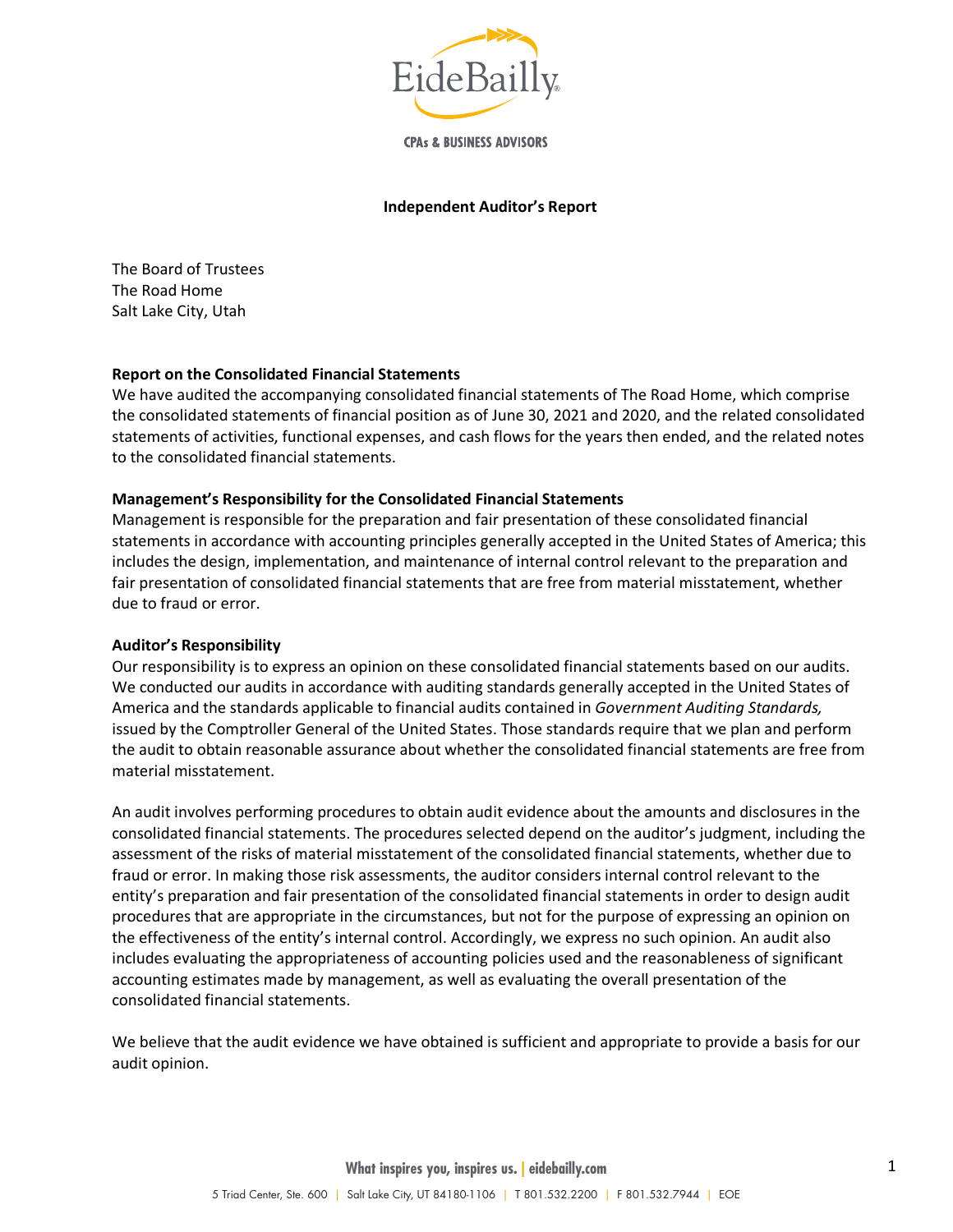EideBailly

CPAs & BUSINESS ADVISORS

# Independent Auditor's Report

The Board of Trustees
The Road Home
Salt Lake City, Utah

**Report on the Consolidated Financial Statements**
We have audited the accompanying consolidated financial statements of The Road Home, which comprise the consolidated statements of financial position as of June 30, 2021 and 2020, and the related consolidated statements of activities, functional expenses, and cash flows for the years then ended, and the related notes to the consolidated financial statements.

**Management's Responsibility for the Consolidated Financial Statements**
Management is responsible for the preparation and fair presentation of these consolidated financial statements in accordance with accounting principles generally accepted in the United States of America; this includes the design, implementation, and maintenance of internal control relevant to the preparation and fair presentation of consolidated financial statements that are free from material misstatement, whether due to fraud or error.

**Auditor's Responsibility**
Our responsibility is to express an opinion on these consolidated financial statements based on our audits. We conducted our audits in accordance with auditing standards generally accepted in the United States of America and the standards applicable to financial audits contained in *Government Auditing Standards,* issued by the Comptroller General of the United States. Those standards require that we plan and perform the audit to obtain reasonable assurance about whether the consolidated financial statements are free from material misstatement.

An audit involves performing procedures to obtain audit evidence about the amounts and disclosures in the consolidated financial statements. The procedures selected depend on the auditor's judgment, including the assessment of the risks of material misstatement of the consolidated financial statements, whether due to fraud or error. In making those risk assessments, the auditor considers internal control relevant to the entity's preparation and fair presentation of the consolidated financial statements in order to design audit procedures that are appropriate in the circumstances, but not for the purpose of expressing an opinion on the effectiveness of the entity's internal control. Accordingly, we express no such opinion. An audit also includes evaluating the appropriateness of accounting policies used and the reasonableness of significant accounting estimates made by management, as well as evaluating the overall presentation of the consolidated financial statements.

We believe that the audit evidence we have obtained is sufficient and appropriate to provide a basis for our audit opinion.

What inspires you, inspires us. | eidebailly.com

5 Triad Center, Ste. 600 | Salt Lake City, UT 84180-1106 | T 801.532.2200 | F 801.532.7944 | EOE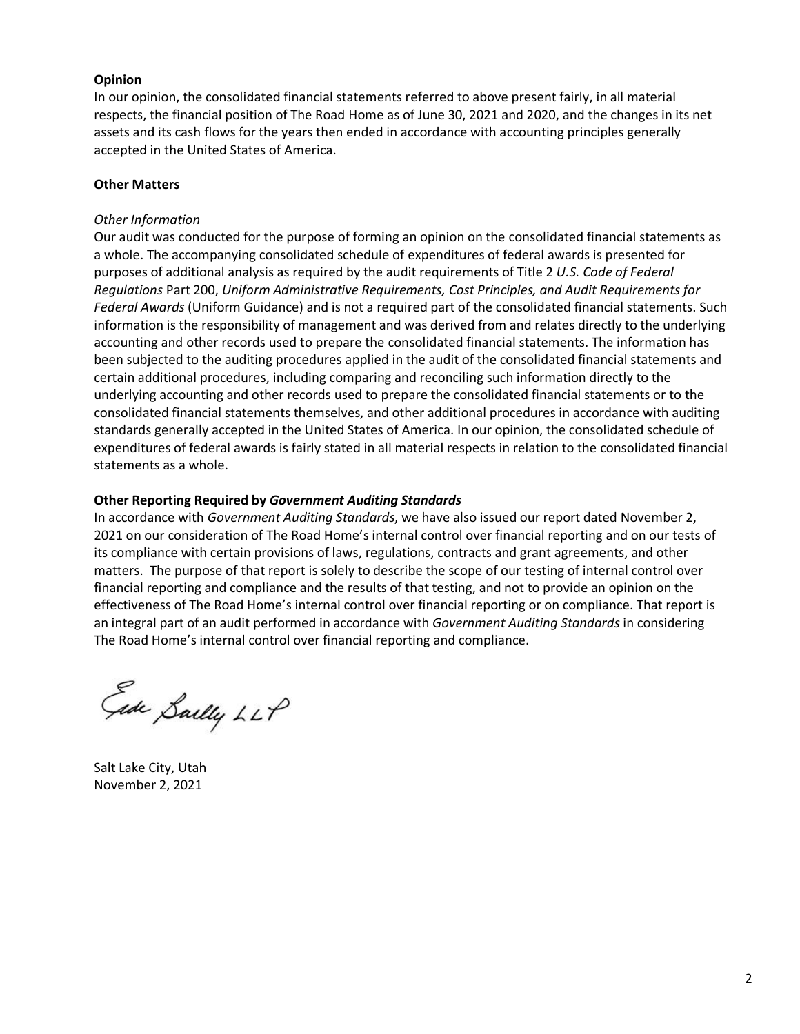**Opinion**

In our opinion, the consolidated financial statements referred to above present fairly, in all material respects, the financial position of The Road Home as of June 30, 2021 and 2020, and the changes in its net assets and its cash flows for the years then ended in accordance with accounting principles generally accepted in the United States of America.

**Other Matters**

*Other Information*

Our audit was conducted for the purpose of forming an opinion on the consolidated financial statements as a whole. The accompanying consolidated schedule of expenditures of federal awards is presented for purposes of additional analysis as required by the audit requirements of Title 2 *U.S. Code of Federal Regulations* Part 200, *Uniform Administrative Requirements, Cost Principles, and Audit Requirements for Federal Awards* (Uniform Guidance) and is not a required part of the consolidated financial statements. Such information is the responsibility of management and was derived from and relates directly to the underlying accounting and other records used to prepare the consolidated financial statements. The information has been subjected to the auditing procedures applied in the audit of the consolidated financial statements and certain additional procedures, including comparing and reconciling such information directly to the underlying accounting and other records used to prepare the consolidated financial statements or to the consolidated financial statements themselves, and other additional procedures in accordance with auditing standards generally accepted in the United States of America. In our opinion, the consolidated schedule of expenditures of federal awards is fairly stated in all material respects in relation to the consolidated financial statements as a whole.

**Other Reporting Required by *Government Auditing Standards***

In accordance with *Government Auditing Standards*, we have also issued our report dated November 2, 2021 on our consideration of The Road Home's internal control over financial reporting and on our tests of its compliance with certain provisions of laws, regulations, contracts and grant agreements, and other matters. The purpose of that report is solely to describe the scope of our testing of internal control over financial reporting and compliance and the results of that testing, and not to provide an opinion on the effectiveness of The Road Home's internal control over financial reporting or on compliance. That report is an integral part of an audit performed in accordance with *Government Auditing Standards* in considering The Road Home's internal control over financial reporting and compliance.

Eide Bailly LLP

Salt Lake City, Utah
November 2, 2021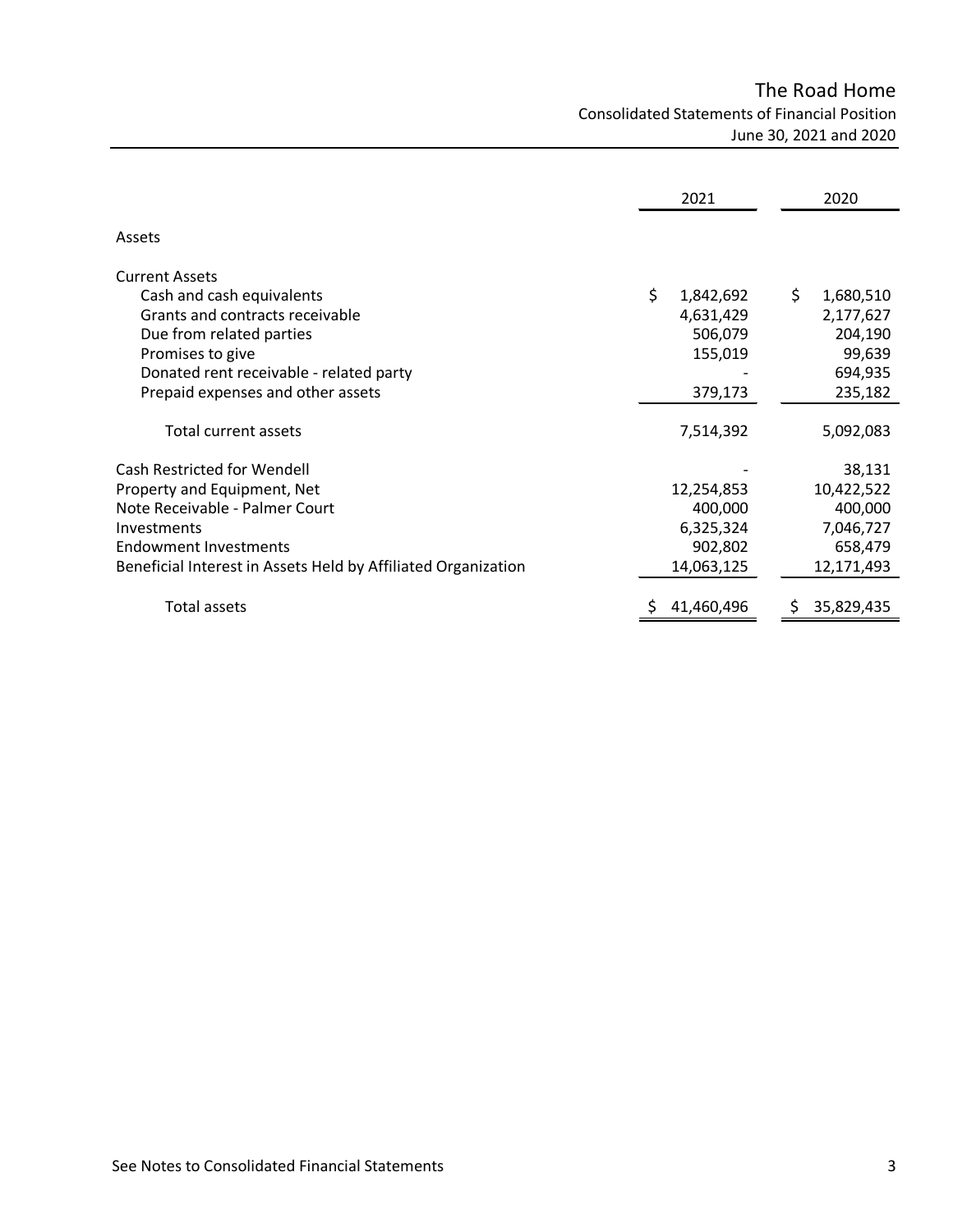# The Road Home

## Consolidated Statements of Financial Position

### June 30, 2021 and 2020

| | 2021 | 2020 |
|---|---|---|
| **Assets** | | |
| **Current Assets** | | |
| Cash and cash equivalents | $ 1,842,692 | $ 1,680,510 |
| Grants and contracts receivable | 4,631,429 | 2,177,627 |
| Due from related parties | 506,079 | 204,190 |
| Promises to give | 155,019 | 99,639 |
| Donated rent receivable - related party | - | 694,935 |
| Prepaid expenses and other assets | 379,173 | 235,182 |
| Total current assets | 7,514,392 | 5,092,083 |
| Cash Restricted for Wendell | - | 38,131 |
| Property and Equipment, Net | 12,254,853 | 10,422,522 |
| Note Receivable - Palmer Court | 400,000 | 400,000 |
| Investments | 6,325,324 | 7,046,727 |
| Endowment Investments | 902,802 | 658,479 |
| Beneficial Interest in Assets Held by Affiliated Organization | 14,063,125 | 12,171,493 |
| Total assets | $ 41,460,496 | $ 35,829,435 |

See Notes to Consolidated Financial Statements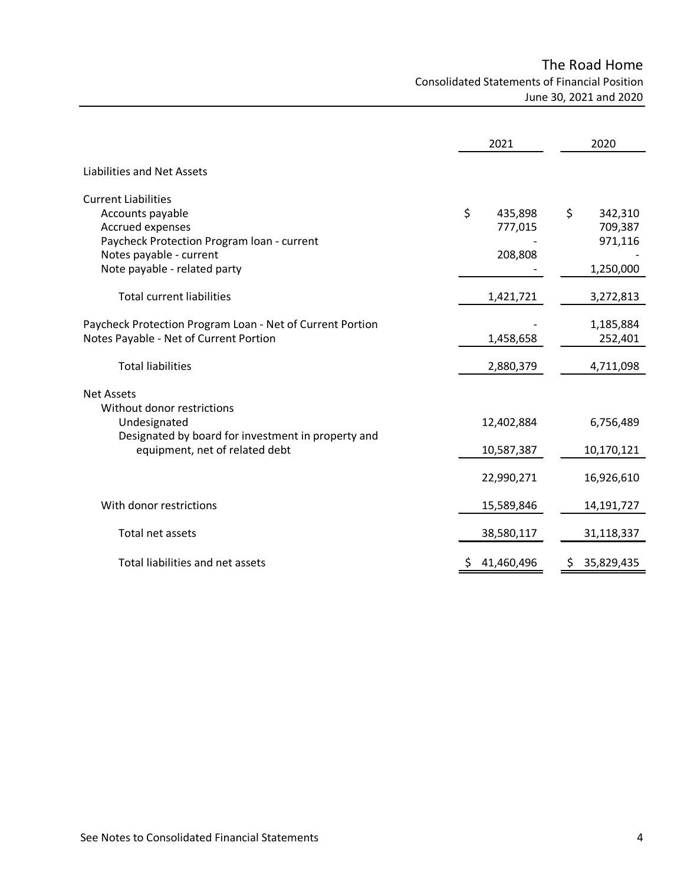# The Road Home

## Consolidated Statements of Financial Position

June 30, 2021 and 2020

| | 2021 | 2020 |
|---|---|---|
| **Liabilities and Net Assets** | | |
| Current Liabilities | | |
| Accounts payable | $ 435,898 | $ 342,310 |
| Accrued expenses | 777,015 | 709,387 |
| Paycheck Protection Program loan - current | - | 971,116 |
| Notes payable - current | 208,808 | - |
| Note payable - related party | - | 1,250,000 |
| Total current liabilities | 1,421,721 | 3,272,813 |
| Paycheck Protection Program Loan - Net of Current Portion | - | 1,185,884 |
| Notes Payable - Net of Current Portion | 1,458,658 | 252,401 |
| Total liabilities | 2,880,379 | 4,711,098 |
| Net Assets | | |
| Without donor restrictions | | |
| Undesignated | 12,402,884 | 6,756,489 |
| Designated by board for investment in property and equipment, net of related debt | 10,587,387 | 10,170,121 |
| | 22,990,271 | 16,926,610 |
| With donor restrictions | 15,589,846 | 14,191,727 |
| Total net assets | 38,580,117 | 31,118,337 |
| Total liabilities and net assets | $ 41,460,496 | $ 35,829,435 |

See Notes to Consolidated Financial Statements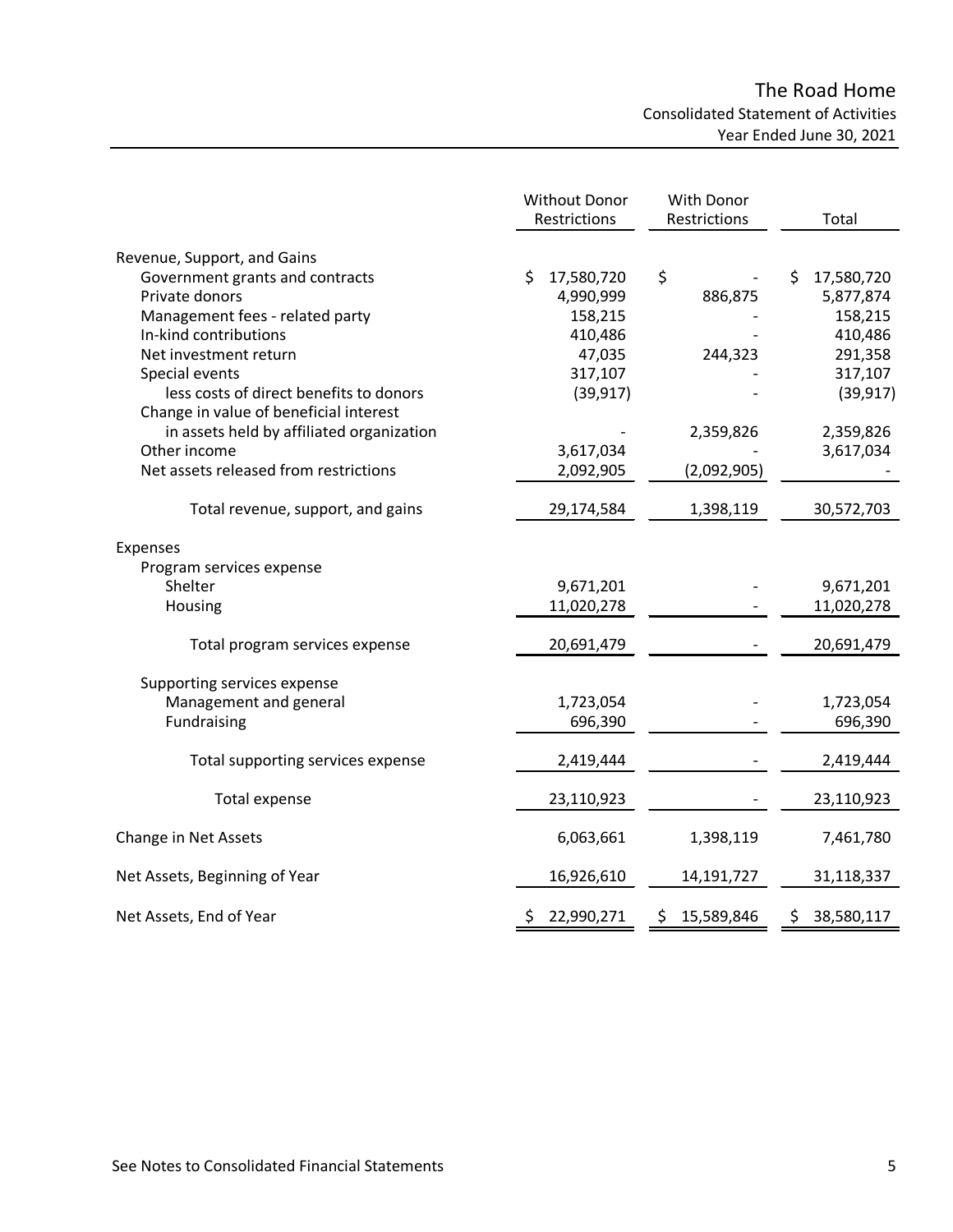# The Road Home

## Consolidated Statement of Activities

### Year Ended June 30, 2021

| | Without Donor Restrictions | With Donor Restrictions | Total |
|---|---|---|---|
| **Revenue, Support, and Gains** | | | |
| Government grants and contracts | $ 17,580,720 | $ - | $ 17,580,720 |
| Private donors | 4,990,999 | 886,875 | 5,877,874 |
| Management fees - related party | 158,215 | - | 158,215 |
| In-kind contributions | 410,486 | - | 410,486 |
| Net investment return | 47,035 | 244,323 | 291,358 |
| Special events | 317,107 | - | 317,107 |
| less costs of direct benefits to donors | (39,917) | - | (39,917) |
| Change in value of beneficial interest in assets held by affiliated organization | - | 2,359,826 | 2,359,826 |
| Other income | 3,617,034 | - | 3,617,034 |
| Net assets released from restrictions | 2,092,905 | (2,092,905) | - |
| Total revenue, support, and gains | 29,174,584 | 1,398,119 | 30,572,703 |
| **Expenses** | | | |
| Program services expense | | | |
| Shelter | 9,671,201 | - | 9,671,201 |
| Housing | 11,020,278 | - | 11,020,278 |
| Total program services expense | 20,691,479 | - | 20,691,479 |
| Supporting services expense | | | |
| Management and general | 1,723,054 | - | 1,723,054 |
| Fundraising | 696,390 | - | 696,390 |
| Total supporting services expense | 2,419,444 | - | 2,419,444 |
| Total expense | 23,110,923 | - | 23,110,923 |
| **Change in Net Assets** | 6,063,661 | 1,398,119 | 7,461,780 |
| **Net Assets, Beginning of Year** | 16,926,610 | 14,191,727 | 31,118,337 |
| **Net Assets, End of Year** | $ 22,990,271 | $ 15,589,846 | $ 38,580,117 |

See Notes to Consolidated Financial Statements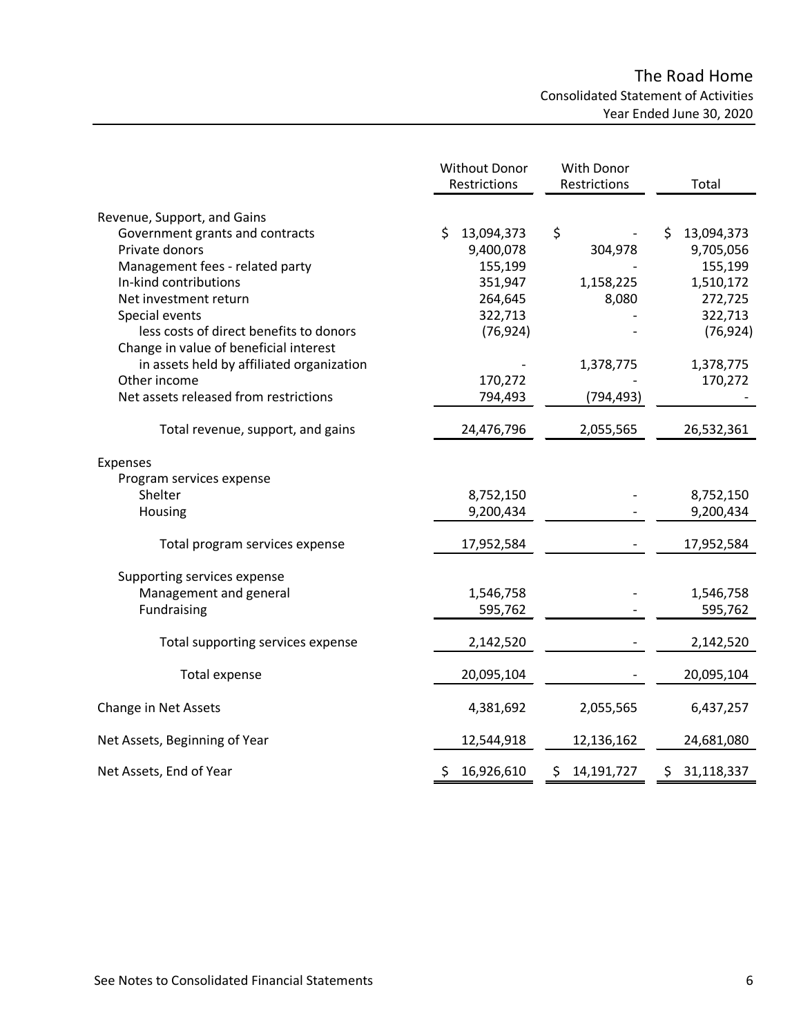# The Road Home

## Consolidated Statement of Activities

### Year Ended June 30, 2020

| | Without Donor Restrictions | With Donor Restrictions | Total |
|---|---|---|---|
| **Revenue, Support, and Gains** | | | |
| Government grants and contracts | $ 13,094,373 | $ - | $ 13,094,373 |
| Private donors | 9,400,078 | 304,978 | 9,705,056 |
| Management fees - related party | 155,199 | - | 155,199 |
| In-kind contributions | 351,947 | 1,158,225 | 1,510,172 |
| Net investment return | 264,645 | 8,080 | 272,725 |
| Special events | 322,713 | - | 322,713 |
| less costs of direct benefits to donors | (76,924) | - | (76,924) |
| Change in value of beneficial interest in assets held by affiliated organization | - | 1,378,775 | 1,378,775 |
| Other income | 170,272 | - | 170,272 |
| Net assets released from restrictions | 794,493 | (794,493) | - |
| Total revenue, support, and gains | 24,476,796 | 2,055,565 | 26,532,361 |
| **Expenses** | | | |
| Program services expense | | | |
| Shelter | 8,752,150 | - | 8,752,150 |
| Housing | 9,200,434 | - | 9,200,434 |
| Total program services expense | 17,952,584 | - | 17,952,584 |
| Supporting services expense | | | |
| Management and general | 1,546,758 | - | 1,546,758 |
| Fundraising | 595,762 | - | 595,762 |
| Total supporting services expense | 2,142,520 | - | 2,142,520 |
| Total expense | 20,095,104 | - | 20,095,104 |
| **Change in Net Assets** | 4,381,692 | 2,055,565 | 6,437,257 |
| **Net Assets, Beginning of Year** | 12,544,918 | 12,136,162 | 24,681,080 |
| **Net Assets, End of Year** | $ 16,926,610 | $ 14,191,727 | $ 31,118,337 |

See Notes to Consolidated Financial Statements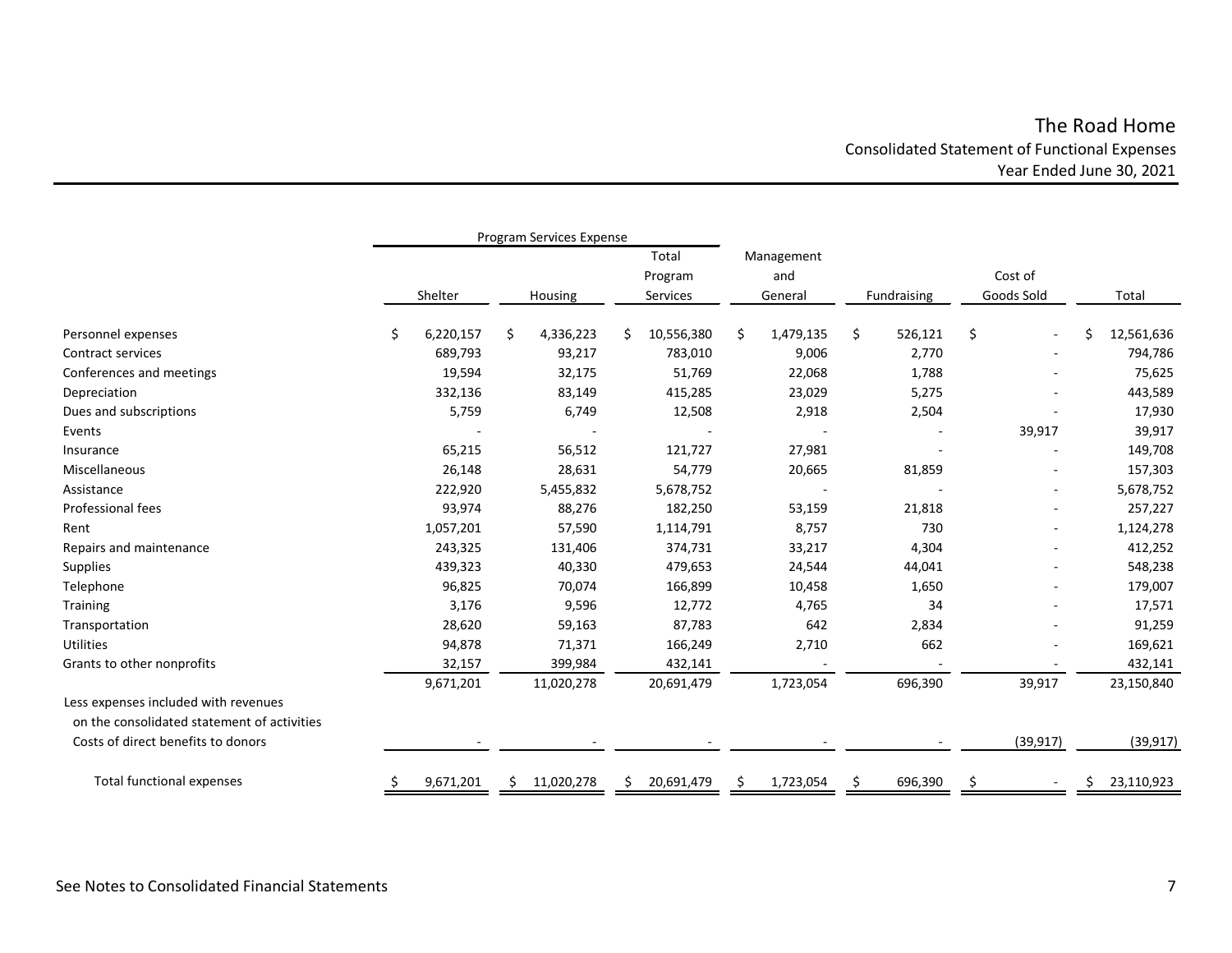# The Road Home

## Consolidated Statement of Functional Expenses

### Year Ended June 30, 2021

| | Program Services Expense | | | | | | |
|---|---|---|---|---|---|---|---|
| | Shelter | Housing | Total Program Services | Management and General | Fundraising | Cost of Goods Sold | Total |
| Personnel expenses | $ 6,220,157 | $ 4,336,223 | $ 10,556,380 | $ 1,479,135 | $ 526,121 | $ - | $ 12,561,636 |
| Contract services | 689,793 | 93,217 | 783,010 | 9,006 | 2,770 | - | 794,786 |
| Conferences and meetings | 19,594 | 32,175 | 51,769 | 22,068 | 1,788 | - | 75,625 |
| Depreciation | 332,136 | 83,149 | 415,285 | 23,029 | 5,275 | - | 443,589 |
| Dues and subscriptions | 5,759 | 6,749 | 12,508 | 2,918 | 2,504 | - | 17,930 |
| Events | - | - | - | - | - | 39,917 | 39,917 |
| Insurance | 65,215 | 56,512 | 121,727 | 27,981 | - | - | 149,708 |
| Miscellaneous | 26,148 | 28,631 | 54,779 | 20,665 | 81,859 | - | 157,303 |
| Assistance | 222,920 | 5,455,832 | 5,678,752 | - | - | - | 5,678,752 |
| Professional fees | 93,974 | 88,276 | 182,250 | 53,159 | 21,818 | - | 257,227 |
| Rent | 1,057,201 | 57,590 | 1,114,791 | 8,757 | 730 | - | 1,124,278 |
| Repairs and maintenance | 243,325 | 131,406 | 374,731 | 33,217 | 4,304 | - | 412,252 |
| Supplies | 439,323 | 40,330 | 479,653 | 24,544 | 44,041 | - | 548,238 |
| Telephone | 96,825 | 70,074 | 166,899 | 10,458 | 1,650 | - | 179,007 |
| Training | 3,176 | 9,596 | 12,772 | 4,765 | 34 | - | 17,571 |
| Transportation | 28,620 | 59,163 | 87,783 | 642 | 2,834 | - | 91,259 |
| Utilities | 94,878 | 71,371 | 166,249 | 2,710 | 662 | - | 169,621 |
| Grants to other nonprofits | 32,157 | 399,984 | 432,141 | - | - | - | 432,141 |
| | 9,671,201 | 11,020,278 | 20,691,479 | 1,723,054 | 696,390 | 39,917 | 23,150,840 |
| Less expenses included with revenues on the consolidated statement of activities | | | | | | | |
| Costs of direct benefits to donors | - | - | - | - | - | (39,917) | (39,917) |
| Total functional expenses | $ 9,671,201 | $ 11,020,278 | $ 20,691,479 | $ 1,723,054 | $ 696,390 | $ - | $ 23,110,923 |

See Notes to Consolidated Financial Statements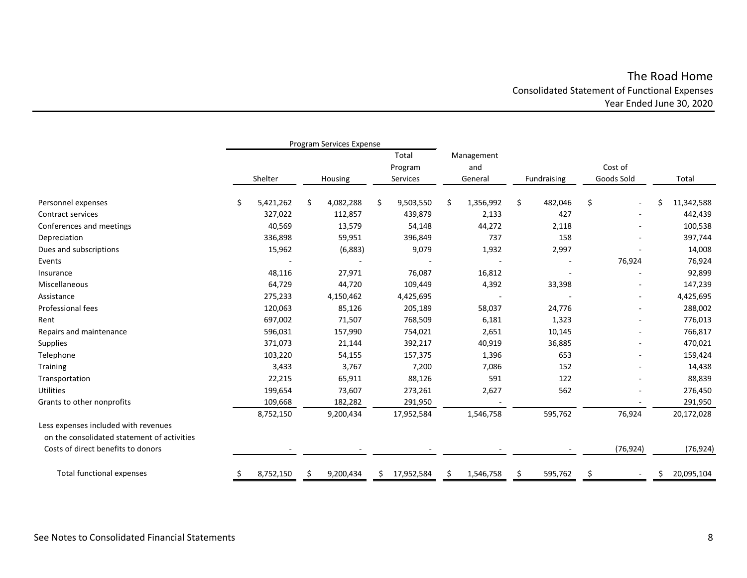# The Road Home

## Consolidated Statement of Functional Expenses

### Year Ended June 30, 2020

| | Program Services Expense | | | | | | |
|---|---|---|---|---|---|---|---|
| | Shelter | Housing | Total Program Services | Management and General | Fundraising | Cost of Goods Sold | Total |
| Personnel expenses | $ 5,421,262 | $ 4,082,288 | $ 9,503,550 | $ 1,356,992 | $ 482,046 | $ - | $ 11,342,588 |
| Contract services | 327,022 | 112,857 | 439,879 | 2,133 | 427 | - | 442,439 |
| Conferences and meetings | 40,569 | 13,579 | 54,148 | 44,272 | 2,118 | - | 100,538 |
| Depreciation | 336,898 | 59,951 | 396,849 | 737 | 158 | - | 397,744 |
| Dues and subscriptions | 15,962 | (6,883) | 9,079 | 1,932 | 2,997 | - | 14,008 |
| Events | - | - | - | - | - | 76,924 | 76,924 |
| Insurance | 48,116 | 27,971 | 76,087 | 16,812 | - | - | 92,899 |
| Miscellaneous | 64,729 | 44,720 | 109,449 | 4,392 | 33,398 | - | 147,239 |
| Assistance | 275,233 | 4,150,462 | 4,425,695 | - | - | - | 4,425,695 |
| Professional fees | 120,063 | 85,126 | 205,189 | 58,037 | 24,776 | - | 288,002 |
| Rent | 697,002 | 71,507 | 768,509 | 6,181 | 1,323 | - | 776,013 |
| Repairs and maintenance | 596,031 | 157,990 | 754,021 | 2,651 | 10,145 | - | 766,817 |
| Supplies | 371,073 | 21,144 | 392,217 | 40,919 | 36,885 | - | 470,021 |
| Telephone | 103,220 | 54,155 | 157,375 | 1,396 | 653 | - | 159,424 |
| Training | 3,433 | 3,767 | 7,200 | 7,086 | 152 | - | 14,438 |
| Transportation | 22,215 | 65,911 | 88,126 | 591 | 122 | - | 88,839 |
| Utilities | 199,654 | 73,607 | 273,261 | 2,627 | 562 | - | 276,450 |
| Grants to other nonprofits | 109,668 | 182,282 | 291,950 | - | | - | 291,950 |
| | 8,752,150 | 9,200,434 | 17,952,584 | 1,546,758 | 595,762 | 76,924 | 20,172,028 |
| Less expenses included with revenues on the consolidated statement of activities | | | | | | | |
| Costs of direct benefits to donors | - | - | - | - | - | (76,924) | (76,924) |
| Total functional expenses | $ 8,752,150 | $ 9,200,434 | $ 17,952,584 | $ 1,546,758 | $ 595,762 | $ - | $ 20,095,104 |

See Notes to Consolidated Financial Statements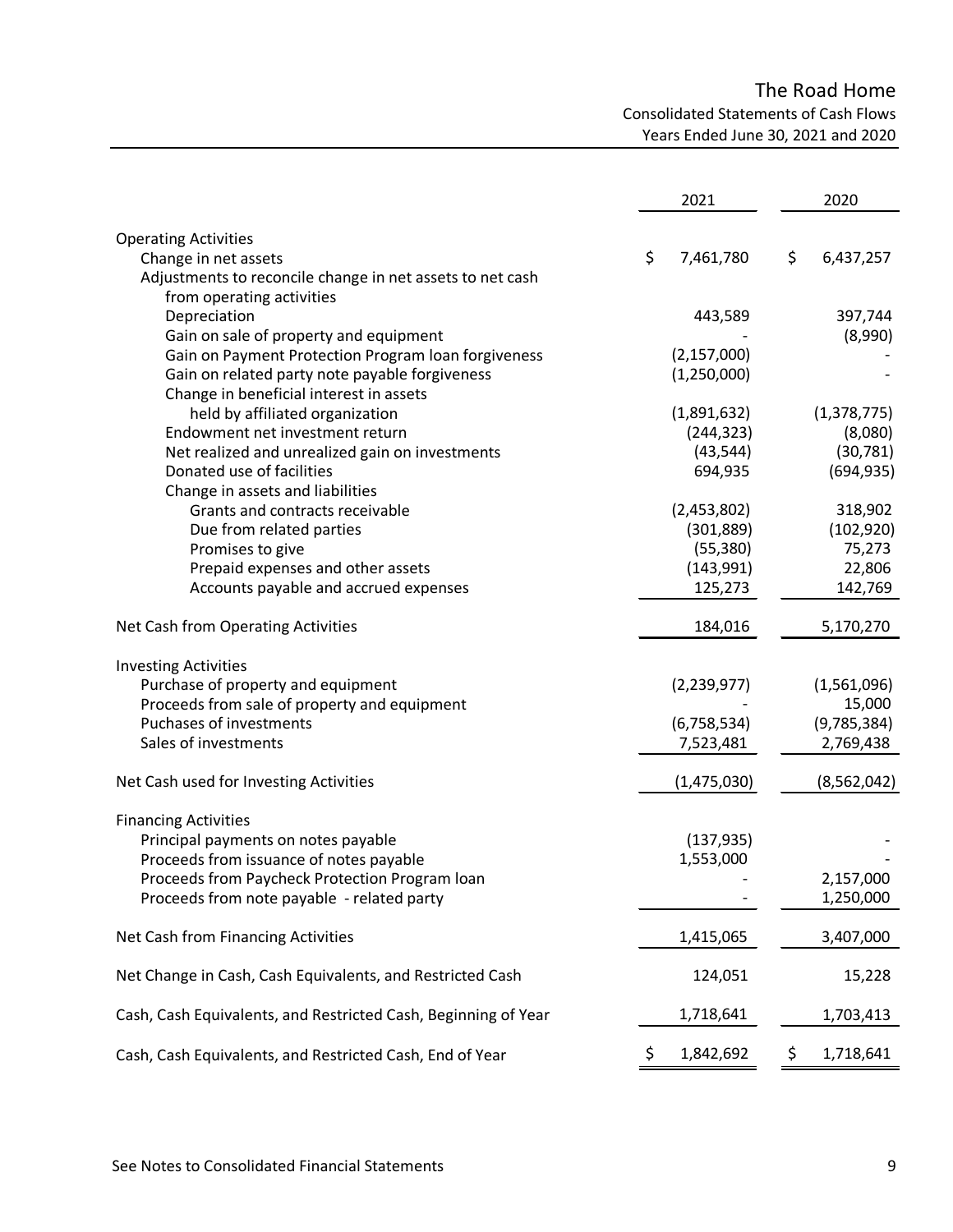# The Road Home

## Consolidated Statements of Cash Flows

### Years Ended June 30, 2021 and 2020

| | 2021 | 2020 |
|---|---|---|
| **Operating Activities** | | |
| Change in net assets | $ 7,461,780 | $ 6,437,257 |
| Adjustments to reconcile change in net assets to net cash from operating activities | | |
| Depreciation | 443,589 | 397,744 |
| Gain on sale of property and equipment | - | (8,990) |
| Gain on Payment Protection Program loan forgiveness | (2,157,000) | - |
| Gain on related party note payable forgiveness | (1,250,000) | - |
| Change in beneficial interest in assets held by affiliated organization | (1,891,632) | (1,378,775) |
| Endowment net investment return | (244,323) | (8,080) |
| Net realized and unrealized gain on investments | (43,544) | (30,781) |
| Donated use of facilities | 694,935 | (694,935) |
| Change in assets and liabilities | | |
| Grants and contracts receivable | (2,453,802) | 318,902 |
| Due from related parties | (301,889) | (102,920) |
| Promises to give | (55,380) | 75,273 |
| Prepaid expenses and other assets | (143,991) | 22,806 |
| Accounts payable and accrued expenses | 125,273 | 142,769 |
| **Net Cash from Operating Activities** | 184,016 | 5,170,270 |
| **Investing Activities** | | |
| Purchase of property and equipment | (2,239,977) | (1,561,096) |
| Proceeds from sale of property and equipment | - | 15,000 |
| Puchases of investments | (6,758,534) | (9,785,384) |
| Sales of investments | 7,523,481 | 2,769,438 |
| **Net Cash used for Investing Activities** | (1,475,030) | (8,562,042) |
| **Financing Activities** | | |
| Principal payments on notes payable | (137,935) | - |
| Proceeds from issuance of notes payable | 1,553,000 | - |
| Proceeds from Paycheck Protection Program loan | - | 2,157,000 |
| Proceeds from note payable - related party | - | 1,250,000 |
| **Net Cash from Financing Activities** | 1,415,065 | 3,407,000 |
| Net Change in Cash, Cash Equivalents, and Restricted Cash | 124,051 | 15,228 |
| Cash, Cash Equivalents, and Restricted Cash, Beginning of Year | 1,718,641 | 1,703,413 |
| Cash, Cash Equivalents, and Restricted Cash, End of Year | $ 1,842,692 | $ 1,718,641 |

See Notes to Consolidated Financial Statements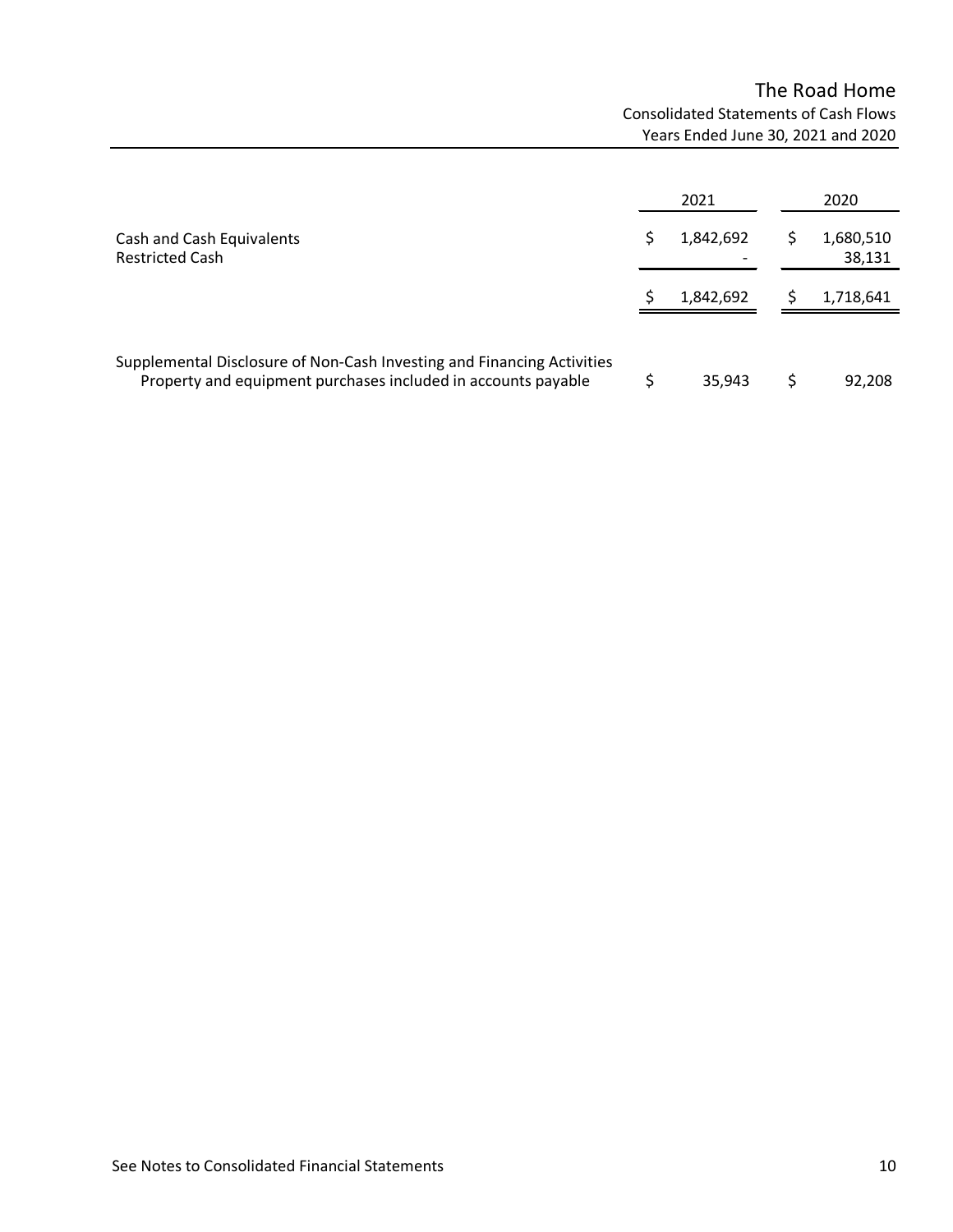# The Road Home

Consolidated Statements of Cash Flows
Years Ended June 30, 2021 and 2020

| | 2021 | 2020 |
|---|---|---|
| Cash and Cash Equivalents | $ 1,842,692 | $ 1,680,510 |
| Restricted Cash | - | 38,131 |
| | $ 1,842,692 | $ 1,718,641 |
| | | |
| Supplemental Disclosure of Non-Cash Investing and Financing Activities | | |
| Property and equipment purchases included in accounts payable | $ 35,943 | $ 92,208 |

See Notes to Consolidated Financial Statements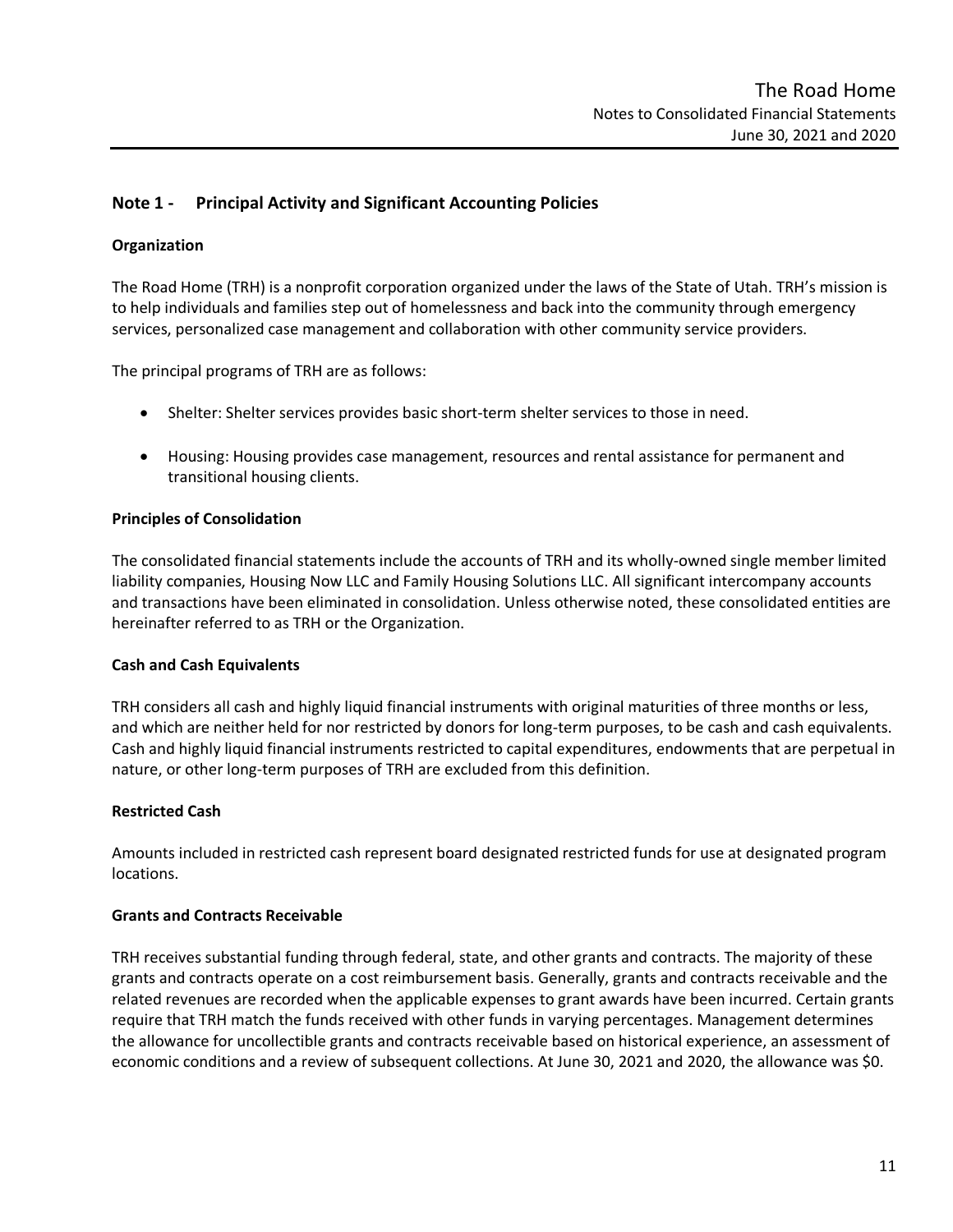## Note 1 - Principal Activity and Significant Accounting Policies

### Organization

The Road Home (TRH) is a nonprofit corporation organized under the laws of the State of Utah. TRH's mission is to help individuals and families step out of homelessness and back into the community through emergency services, personalized case management and collaboration with other community service providers.

The principal programs of TRH are as follows:

- Shelter: Shelter services provides basic short-term shelter services to those in need.
- Housing: Housing provides case management, resources and rental assistance for permanent and transitional housing clients.

### Principles of Consolidation

The consolidated financial statements include the accounts of TRH and its wholly-owned single member limited liability companies, Housing Now LLC and Family Housing Solutions LLC. All significant intercompany accounts and transactions have been eliminated in consolidation. Unless otherwise noted, these consolidated entities are hereinafter referred to as TRH or the Organization.

### Cash and Cash Equivalents

TRH considers all cash and highly liquid financial instruments with original maturities of three months or less, and which are neither held for nor restricted by donors for long-term purposes, to be cash and cash equivalents. Cash and highly liquid financial instruments restricted to capital expenditures, endowments that are perpetual in nature, or other long-term purposes of TRH are excluded from this definition.

### Restricted Cash

Amounts included in restricted cash represent board designated restricted funds for use at designated program locations.

### Grants and Contracts Receivable

TRH receives substantial funding through federal, state, and other grants and contracts. The majority of these grants and contracts operate on a cost reimbursement basis. Generally, grants and contracts receivable and the related revenues are recorded when the applicable expenses to grant awards have been incurred. Certain grants require that TRH match the funds received with other funds in varying percentages. Management determines the allowance for uncollectible grants and contracts receivable based on historical experience, an assessment of economic conditions and a review of subsequent collections. At June 30, 2021 and 2020, the allowance was $0.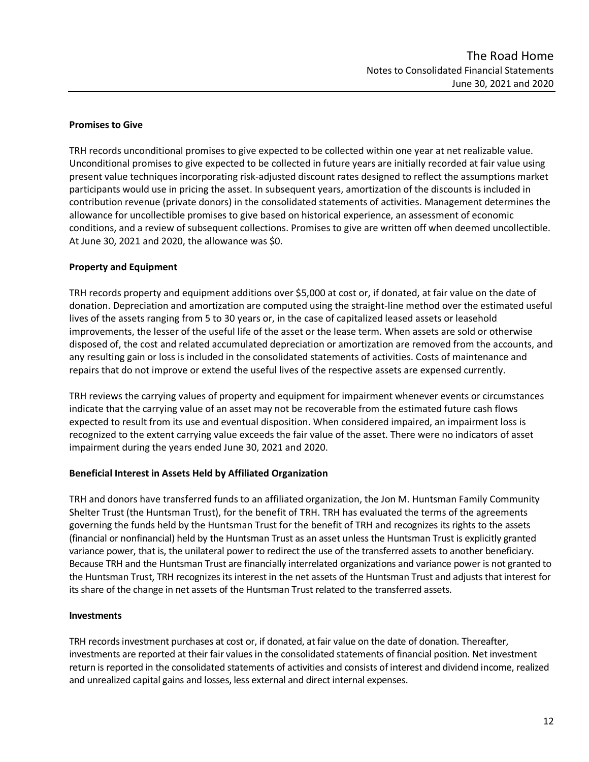### Promises to Give

TRH records unconditional promises to give expected to be collected within one year at net realizable value. Unconditional promises to give expected to be collected in future years are initially recorded at fair value using present value techniques incorporating risk-adjusted discount rates designed to reflect the assumptions market participants would use in pricing the asset. In subsequent years, amortization of the discounts is included in contribution revenue (private donors) in the consolidated statements of activities. Management determines the allowance for uncollectible promises to give based on historical experience, an assessment of economic conditions, and a review of subsequent collections. Promises to give are written off when deemed uncollectible. At June 30, 2021 and 2020, the allowance was $0.

### Property and Equipment

TRH records property and equipment additions over $5,000 at cost or, if donated, at fair value on the date of donation. Depreciation and amortization are computed using the straight-line method over the estimated useful lives of the assets ranging from 5 to 30 years or, in the case of capitalized leased assets or leasehold improvements, the lesser of the useful life of the asset or the lease term. When assets are sold or otherwise disposed of, the cost and related accumulated depreciation or amortization are removed from the accounts, and any resulting gain or loss is included in the consolidated statements of activities. Costs of maintenance and repairs that do not improve or extend the useful lives of the respective assets are expensed currently.

TRH reviews the carrying values of property and equipment for impairment whenever events or circumstances indicate that the carrying value of an asset may not be recoverable from the estimated future cash flows expected to result from its use and eventual disposition. When considered impaired, an impairment loss is recognized to the extent carrying value exceeds the fair value of the asset. There were no indicators of asset impairment during the years ended June 30, 2021 and 2020.

### Beneficial Interest in Assets Held by Affiliated Organization

TRH and donors have transferred funds to an affiliated organization, the Jon M. Huntsman Family Community Shelter Trust (the Huntsman Trust), for the benefit of TRH. TRH has evaluated the terms of the agreements governing the funds held by the Huntsman Trust for the benefit of TRH and recognizes its rights to the assets (financial or nonfinancial) held by the Huntsman Trust as an asset unless the Huntsman Trust is explicitly granted variance power, that is, the unilateral power to redirect the use of the transferred assets to another beneficiary. Because TRH and the Huntsman Trust are financially interrelated organizations and variance power is not granted to the Huntsman Trust, TRH recognizes its interest in the net assets of the Huntsman Trust and adjusts that interest for its share of the change in net assets of the Huntsman Trust related to the transferred assets.

### Investments

TRH records investment purchases at cost or, if donated, at fair value on the date of donation. Thereafter, investments are reported at their fair values in the consolidated statements of financial position. Net investment return is reported in the consolidated statements of activities and consists of interest and dividend income, realized and unrealized capital gains and losses, less external and direct internal expenses.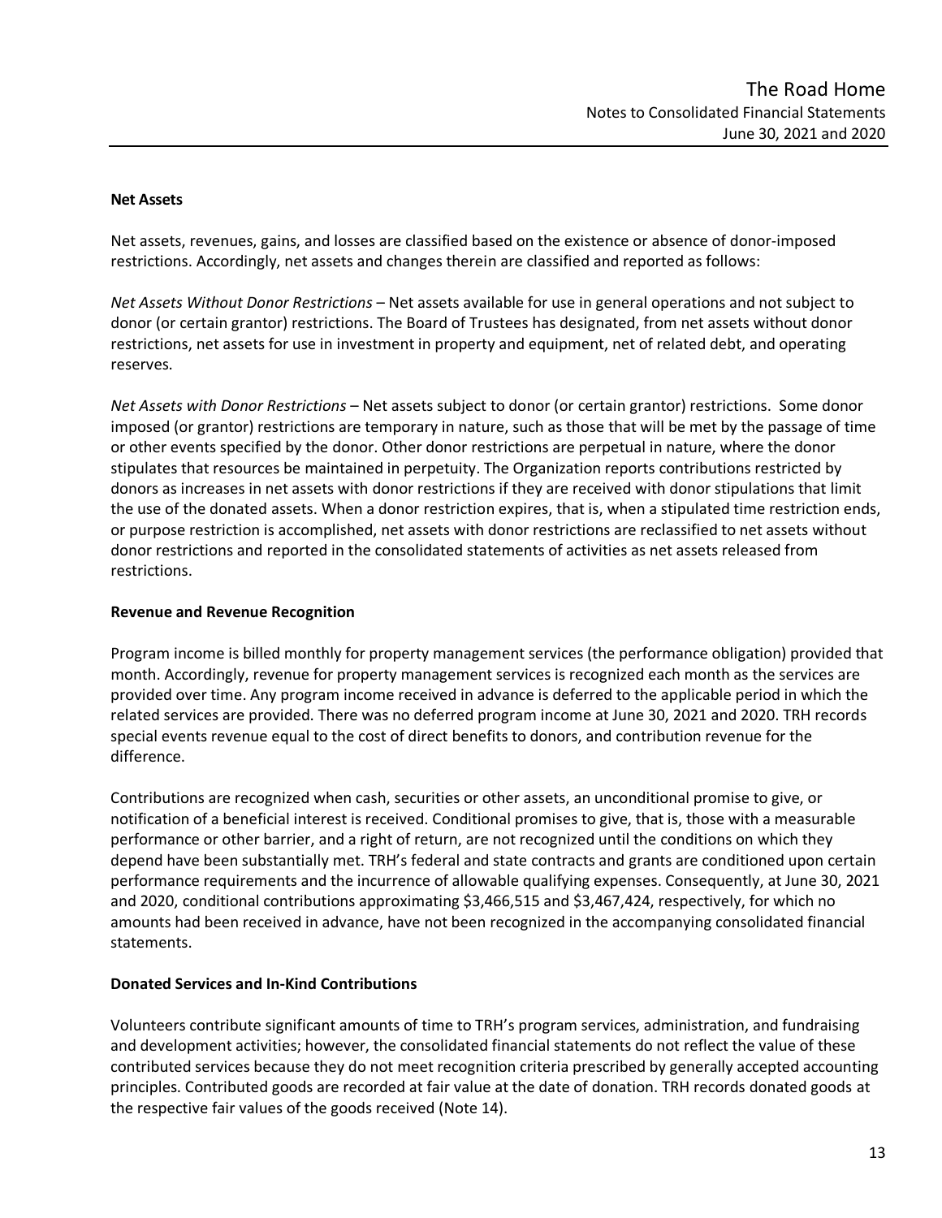**Net Assets**

Net assets, revenues, gains, and losses are classified based on the existence or absence of donor-imposed restrictions. Accordingly, net assets and changes therein are classified and reported as follows:

*Net Assets Without Donor Restrictions* – Net assets available for use in general operations and not subject to donor (or certain grantor) restrictions. The Board of Trustees has designated, from net assets without donor restrictions, net assets for use in investment in property and equipment, net of related debt, and operating reserves.

*Net Assets with Donor Restrictions* – Net assets subject to donor (or certain grantor) restrictions. Some donor imposed (or grantor) restrictions are temporary in nature, such as those that will be met by the passage of time or other events specified by the donor. Other donor restrictions are perpetual in nature, where the donor stipulates that resources be maintained in perpetuity. The Organization reports contributions restricted by donors as increases in net assets with donor restrictions if they are received with donor stipulations that limit the use of the donated assets. When a donor restriction expires, that is, when a stipulated time restriction ends, or purpose restriction is accomplished, net assets with donor restrictions are reclassified to net assets without donor restrictions and reported in the consolidated statements of activities as net assets released from restrictions.

**Revenue and Revenue Recognition**

Program income is billed monthly for property management services (the performance obligation) provided that month. Accordingly, revenue for property management services is recognized each month as the services are provided over time. Any program income received in advance is deferred to the applicable period in which the related services are provided. There was no deferred program income at June 30, 2021 and 2020. TRH records special events revenue equal to the cost of direct benefits to donors, and contribution revenue for the difference.

Contributions are recognized when cash, securities or other assets, an unconditional promise to give, or notification of a beneficial interest is received. Conditional promises to give, that is, those with a measurable performance or other barrier, and a right of return, are not recognized until the conditions on which they depend have been substantially met. TRH's federal and state contracts and grants are conditioned upon certain performance requirements and the incurrence of allowable qualifying expenses. Consequently, at June 30, 2021 and 2020, conditional contributions approximating $3,466,515 and $3,467,424, respectively, for which no amounts had been received in advance, have not been recognized in the accompanying consolidated financial statements.

**Donated Services and In-Kind Contributions**

Volunteers contribute significant amounts of time to TRH's program services, administration, and fundraising and development activities; however, the consolidated financial statements do not reflect the value of these contributed services because they do not meet recognition criteria prescribed by generally accepted accounting principles. Contributed goods are recorded at fair value at the date of donation. TRH records donated goods at the respective fair values of the goods received (Note 14).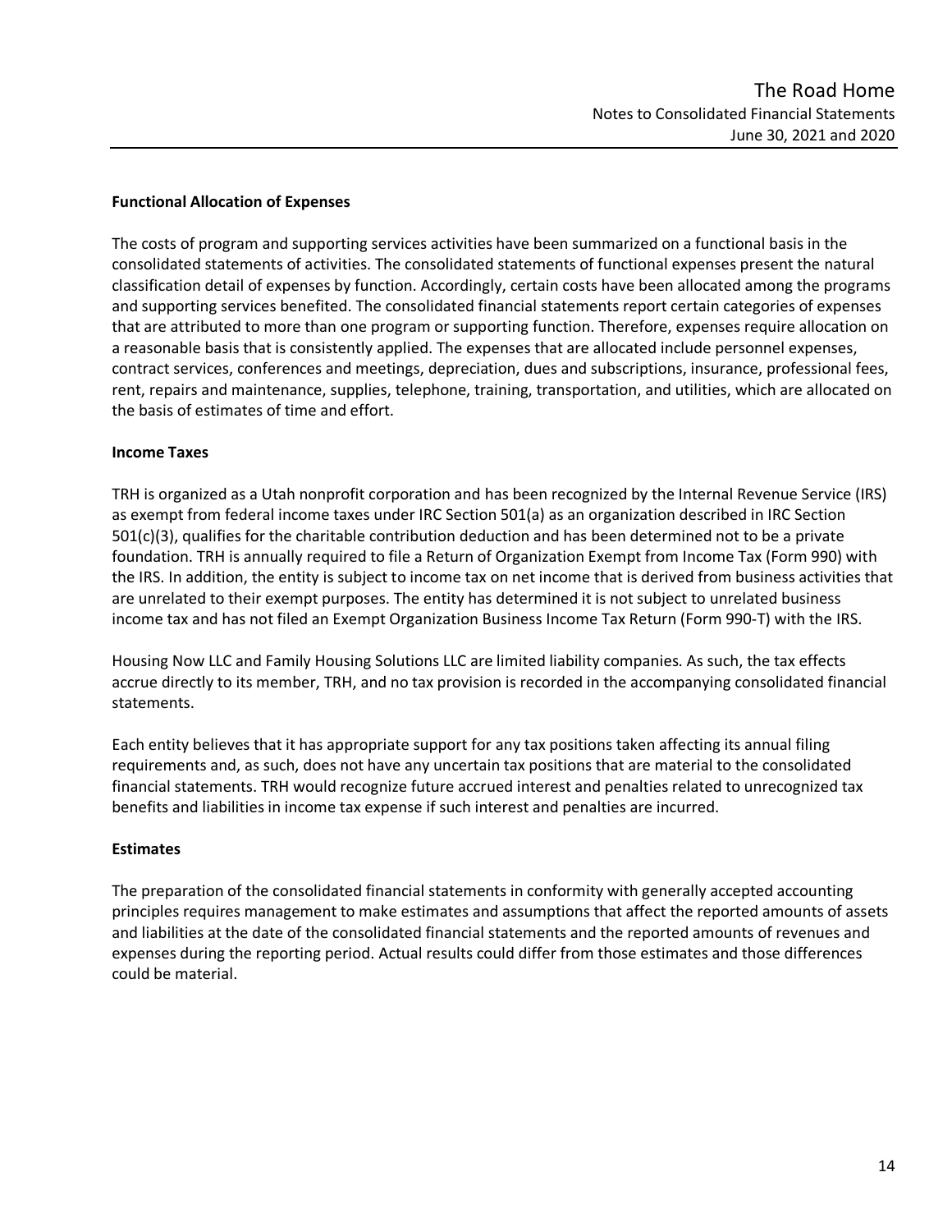### Functional Allocation of Expenses

The costs of program and supporting services activities have been summarized on a functional basis in the consolidated statements of activities. The consolidated statements of functional expenses present the natural classification detail of expenses by function. Accordingly, certain costs have been allocated among the programs and supporting services benefited. The consolidated financial statements report certain categories of expenses that are attributed to more than one program or supporting function. Therefore, expenses require allocation on a reasonable basis that is consistently applied. The expenses that are allocated include personnel expenses, contract services, conferences and meetings, depreciation, dues and subscriptions, insurance, professional fees, rent, repairs and maintenance, supplies, telephone, training, transportation, and utilities, which are allocated on the basis of estimates of time and effort.

### Income Taxes

TRH is organized as a Utah nonprofit corporation and has been recognized by the Internal Revenue Service (IRS) as exempt from federal income taxes under IRC Section 501(a) as an organization described in IRC Section 501(c)(3), qualifies for the charitable contribution deduction and has been determined not to be a private foundation. TRH is annually required to file a Return of Organization Exempt from Income Tax (Form 990) with the IRS. In addition, the entity is subject to income tax on net income that is derived from business activities that are unrelated to their exempt purposes. The entity has determined it is not subject to unrelated business income tax and has not filed an Exempt Organization Business Income Tax Return (Form 990-T) with the IRS.

Housing Now LLC and Family Housing Solutions LLC are limited liability companies. As such, the tax effects accrue directly to its member, TRH, and no tax provision is recorded in the accompanying consolidated financial statements.

Each entity believes that it has appropriate support for any tax positions taken affecting its annual filing requirements and, as such, does not have any uncertain tax positions that are material to the consolidated financial statements. TRH would recognize future accrued interest and penalties related to unrecognized tax benefits and liabilities in income tax expense if such interest and penalties are incurred.

### Estimates

The preparation of the consolidated financial statements in conformity with generally accepted accounting principles requires management to make estimates and assumptions that affect the reported amounts of assets and liabilities at the date of the consolidated financial statements and the reported amounts of revenues and expenses during the reporting period. Actual results could differ from those estimates and those differences could be material.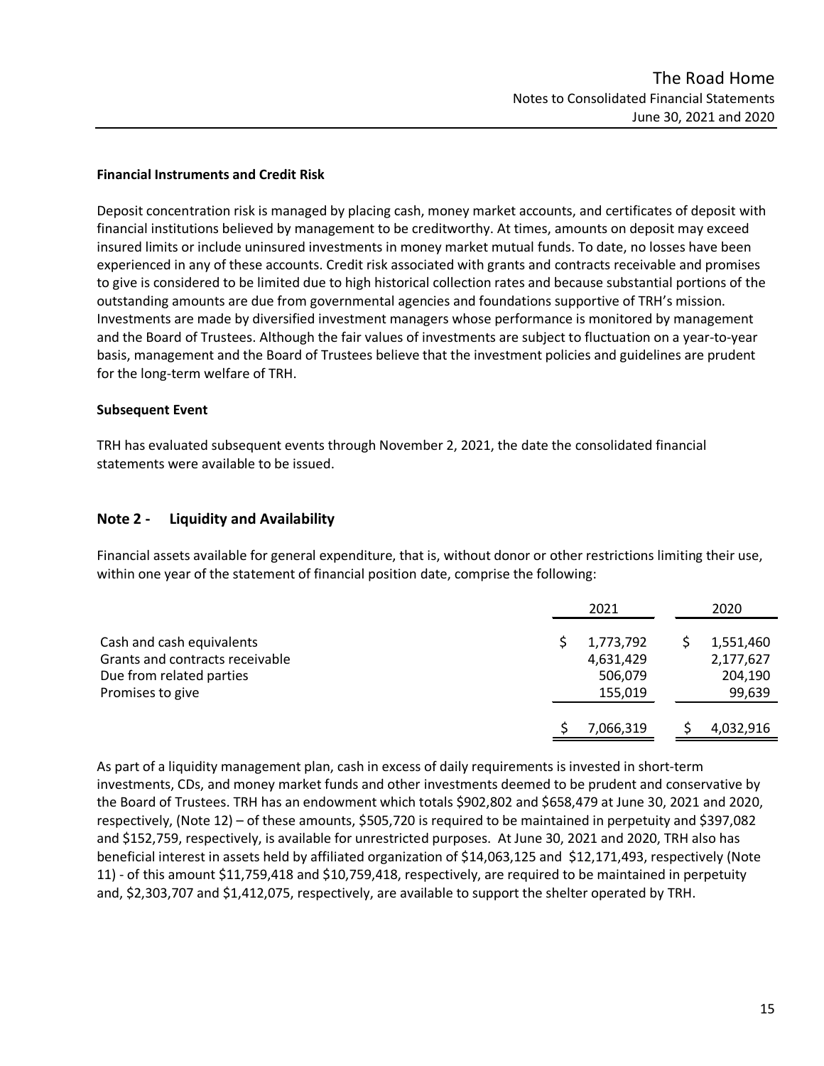**Financial Instruments and Credit Risk**

Deposit concentration risk is managed by placing cash, money market accounts, and certificates of deposit with financial institutions believed by management to be creditworthy. At times, amounts on deposit may exceed insured limits or include uninsured investments in money market mutual funds. To date, no losses have been experienced in any of these accounts. Credit risk associated with grants and contracts receivable and promises to give is considered to be limited due to high historical collection rates and because substantial portions of the outstanding amounts are due from governmental agencies and foundations supportive of TRH's mission. Investments are made by diversified investment managers whose performance is monitored by management and the Board of Trustees. Although the fair values of investments are subject to fluctuation on a year-to-year basis, management and the Board of Trustees believe that the investment policies and guidelines are prudent for the long-term welfare of TRH.

**Subsequent Event**

TRH has evaluated subsequent events through November 2, 2021, the date the consolidated financial statements were available to be issued.

## Note 2 - Liquidity and Availability

Financial assets available for general expenditure, that is, without donor or other restrictions limiting their use, within one year of the statement of financial position date, comprise the following:

| | 2021 | 2020 |
|---|---|---|
| Cash and cash equivalents | $ 1,773,792 | $ 1,551,460 |
| Grants and contracts receivable | 4,631,429 | 2,177,627 |
| Due from related parties | 506,079 | 204,190 |
| Promises to give | 155,019 | 99,639 |
| | $ 7,066,319 | $ 4,032,916 |

As part of a liquidity management plan, cash in excess of daily requirements is invested in short-term investments, CDs, and money market funds and other investments deemed to be prudent and conservative by the Board of Trustees. TRH has an endowment which totals $902,802 and $658,479 at June 30, 2021 and 2020, respectively, (Note 12) – of these amounts, $505,720 is required to be maintained in perpetuity and $397,082 and $152,759, respectively, is available for unrestricted purposes. At June 30, 2021 and 2020, TRH also has beneficial interest in assets held by affiliated organization of $14,063,125 and $12,171,493, respectively (Note 11) - of this amount $11,759,418 and $10,759,418, respectively, are required to be maintained in perpetuity and, $2,303,707 and $1,412,075, respectively, are available to support the shelter operated by TRH.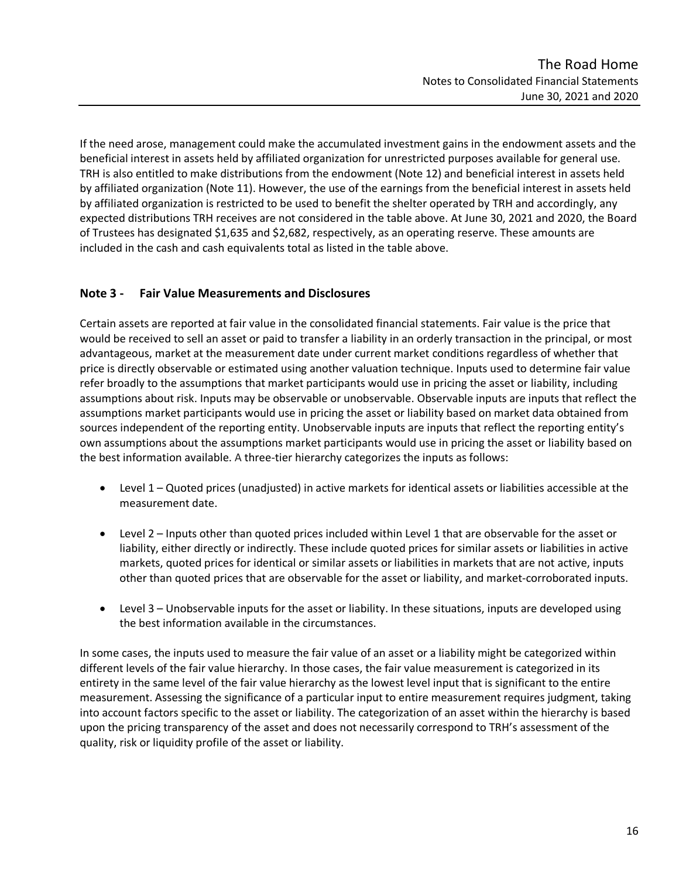If the need arose, management could make the accumulated investment gains in the endowment assets and the beneficial interest in assets held by affiliated organization for unrestricted purposes available for general use. TRH is also entitled to make distributions from the endowment (Note 12) and beneficial interest in assets held by affiliated organization (Note 11). However, the use of the earnings from the beneficial interest in assets held by affiliated organization is restricted to be used to benefit the shelter operated by TRH and accordingly, any expected distributions TRH receives are not considered in the table above. At June 30, 2021 and 2020, the Board of Trustees has designated $1,635 and $2,682, respectively, as an operating reserve. These amounts are included in the cash and cash equivalents total as listed in the table above.

## Note 3 - Fair Value Measurements and Disclosures

Certain assets are reported at fair value in the consolidated financial statements. Fair value is the price that would be received to sell an asset or paid to transfer a liability in an orderly transaction in the principal, or most advantageous, market at the measurement date under current market conditions regardless of whether that price is directly observable or estimated using another valuation technique. Inputs used to determine fair value refer broadly to the assumptions that market participants would use in pricing the asset or liability, including assumptions about risk. Inputs may be observable or unobservable. Observable inputs are inputs that reflect the assumptions market participants would use in pricing the asset or liability based on market data obtained from sources independent of the reporting entity. Unobservable inputs are inputs that reflect the reporting entity's own assumptions about the assumptions market participants would use in pricing the asset or liability based on the best information available. A three-tier hierarchy categorizes the inputs as follows:

- Level 1 – Quoted prices (unadjusted) in active markets for identical assets or liabilities accessible at the measurement date.
- Level 2 – Inputs other than quoted prices included within Level 1 that are observable for the asset or liability, either directly or indirectly. These include quoted prices for similar assets or liabilities in active markets, quoted prices for identical or similar assets or liabilities in markets that are not active, inputs other than quoted prices that are observable for the asset or liability, and market-corroborated inputs.
- Level 3 – Unobservable inputs for the asset or liability. In these situations, inputs are developed using the best information available in the circumstances.

In some cases, the inputs used to measure the fair value of an asset or a liability might be categorized within different levels of the fair value hierarchy. In those cases, the fair value measurement is categorized in its entirety in the same level of the fair value hierarchy as the lowest level input that is significant to the entire measurement. Assessing the significance of a particular input to entire measurement requires judgment, taking into account factors specific to the asset or liability. The categorization of an asset within the hierarchy is based upon the pricing transparency of the asset and does not necessarily correspond to TRH's assessment of the quality, risk or liquidity profile of the asset or liability.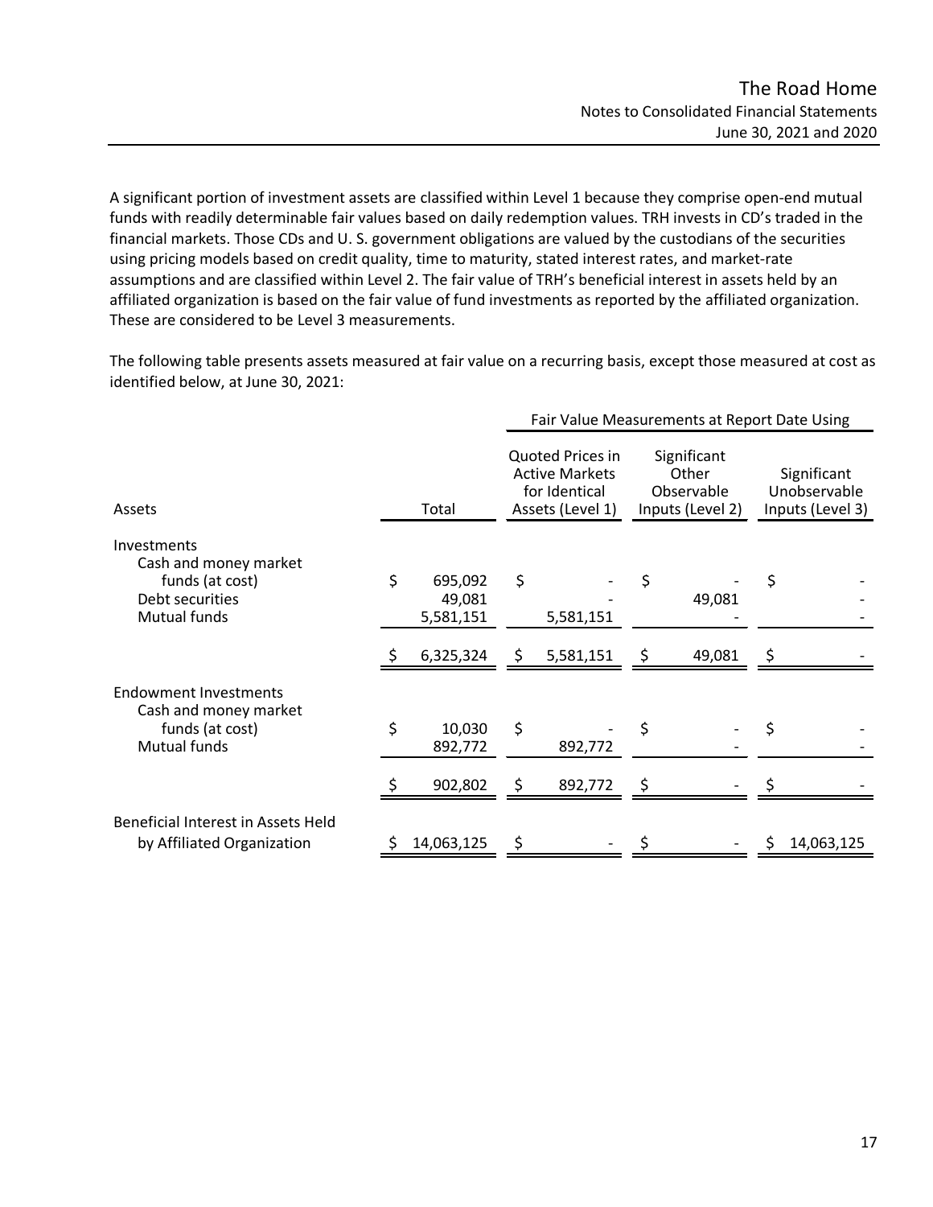A significant portion of investment assets are classified within Level 1 because they comprise open-end mutual funds with readily determinable fair values based on daily redemption values. TRH invests in CD's traded in the financial markets. Those CDs and U. S. government obligations are valued by the custodians of the securities using pricing models based on credit quality, time to maturity, stated interest rates, and market-rate assumptions and are classified within Level 2. The fair value of TRH's beneficial interest in assets held by an affiliated organization is based on the fair value of fund investments as reported by the affiliated organization. These are considered to be Level 3 measurements.

The following table presents assets measured at fair value on a recurring basis, except those measured at cost as identified below, at June 30, 2021:

| | | Fair Value Measurements at Report Date Using | | |
|---|---|---|---|---|
| Assets | Total | Quoted Prices in Active Markets for Identical Assets (Level 1) | Significant Other Observable Inputs (Level 2) | Significant Unobservable Inputs (Level 3) |
| Investments | | | | |
| Cash and money market funds (at cost) | $ 695,092 | $ - | $ - | $ - |
| Debt securities | 49,081 | - | 49,081 | - |
| Mutual funds | 5,581,151 | 5,581,151 | - | - |
| | $ 6,325,324 | $ 5,581,151 | $ 49,081 | $ - |
| Endowment Investments | | | | |
| Cash and money market funds (at cost) | $ 10,030 | $ - | $ - | $ - |
| Mutual funds | 892,772 | 892,772 | - | - |
| | $ 902,802 | $ 892,772 | $ - | $ - |
| Beneficial Interest in Assets Held by Affiliated Organization | $ 14,063,125 | $ - | $ - | $ 14,063,125 |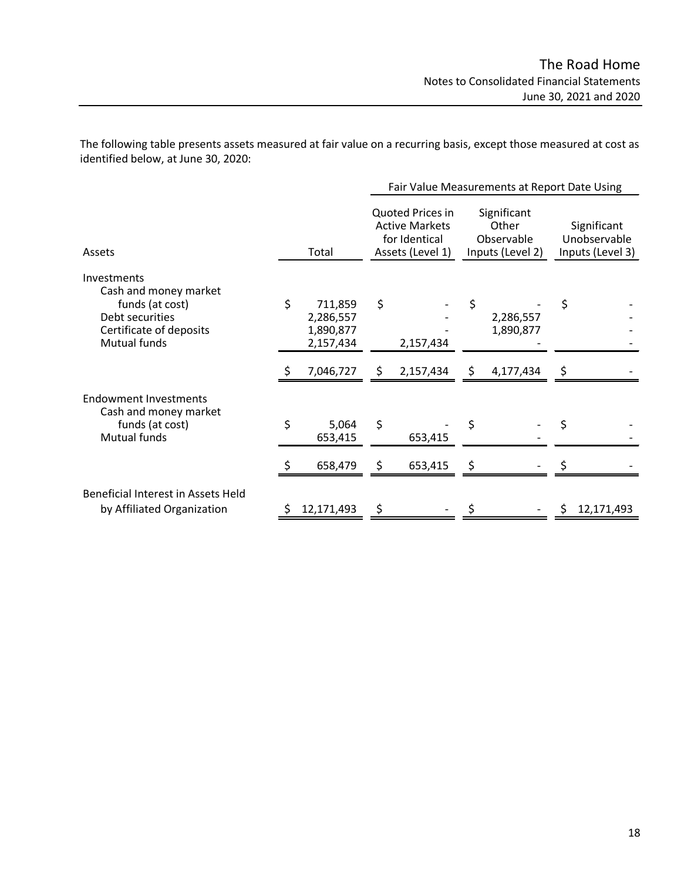The following table presents assets measured at fair value on a recurring basis, except those measured at cost as identified below, at June 30, 2020:

| | | Fair Value Measurements at Report Date Using | | |
|---|---|---|---|---|
| Assets | Total | Quoted Prices in Active Markets for Identical Assets (Level 1) | Significant Other Observable Inputs (Level 2) | Significant Unobservable Inputs (Level 3) |
| **Investments** | | | | |
| Cash and money market funds (at cost) | $ 711,859 | $ - | $ - | $ - |
| Debt securities | 2,286,557 | - | 2,286,557 | - |
| Certificate of deposits | 1,890,877 | - | 1,890,877 | - |
| Mutual funds | 2,157,434 | 2,157,434 | - | - |
| | $ 7,046,727 | $ 2,157,434 | $ 4,177,434 | $ - |
| **Endowment Investments** | | | | |
| Cash and money market funds (at cost) | $ 5,064 | $ - | $ - | $ - |
| Mutual funds | 653,415 | 653,415 | - | - |
| | $ 658,479 | $ 653,415 | $ - | $ - |
| Beneficial Interest in Assets Held by Affiliated Organization | $ 12,171,493 | $ - | $ - | $ 12,171,493 |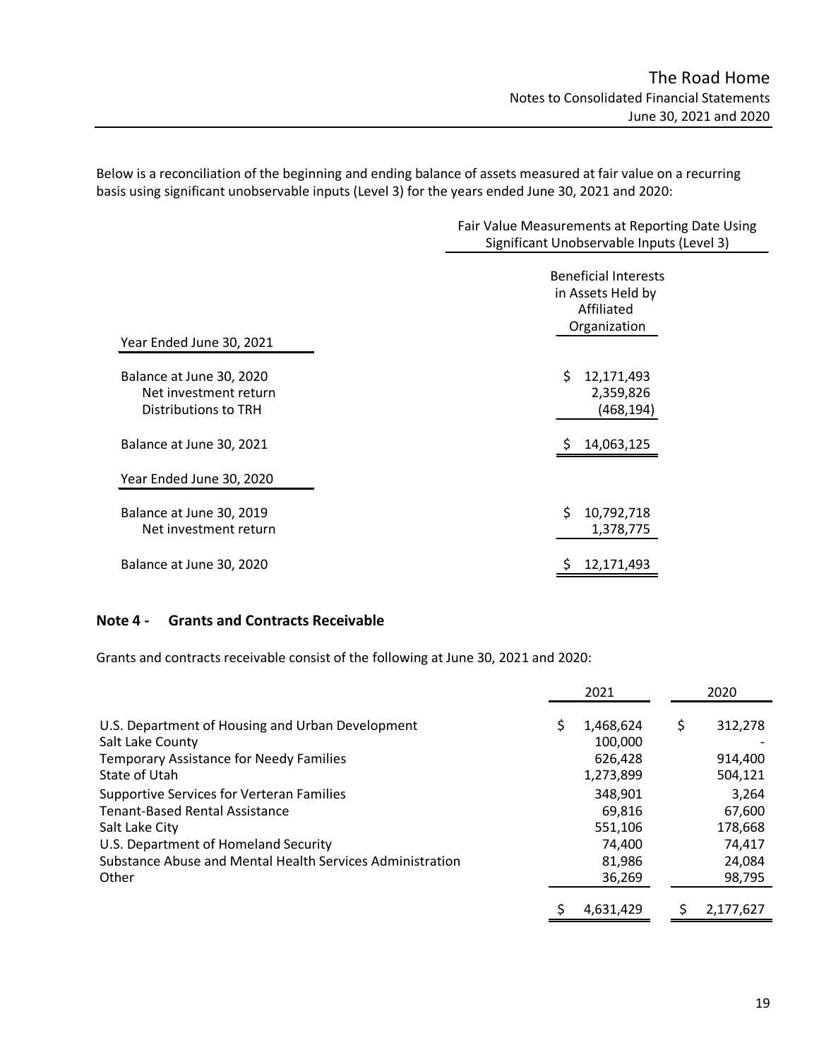Below is a reconciliation of the beginning and ending balance of assets measured at fair value on a recurring basis using significant unobservable inputs (Level 3) for the years ended June 30, 2021 and 2020:

| | Fair Value Measurements at Reporting Date Using Significant Unobservable Inputs (Level 3) |
|---|---|
| | Beneficial Interests in Assets Held by Affiliated Organization |
| **Year Ended June 30, 2021** | |
| Balance at June 30, 2020 | $ 12,171,493 |
| Net investment return | 2,359,826 |
| Distributions to TRH | (468,194) |
| Balance at June 30, 2021 | $ 14,063,125 |
| **Year Ended June 30, 2020** | |
| Balance at June 30, 2019 | $ 10,792,718 |
| Net investment return | 1,378,775 |
| Balance at June 30, 2020 | $ 12,171,493 |

## Note 4 - Grants and Contracts Receivable

Grants and contracts receivable consist of the following at June 30, 2021 and 2020:

| | 2021 | 2020 |
|---|---|---|
| U.S. Department of Housing and Urban Development | $ 1,468,624 | $ 312,278 |
| Salt Lake County | 100,000 | - |
| Temporary Assistance for Needy Families | 626,428 | 914,400 |
| State of Utah | 1,273,899 | 504,121 |
| Supportive Services for Verteran Families | 348,901 | 3,264 |
| Tenant-Based Rental Assistance | 69,816 | 67,600 |
| Salt Lake City | 551,106 | 178,668 |
| U.S. Department of Homeland Security | 74,400 | 74,417 |
| Substance Abuse and Mental Health Services Administration | 81,986 | 24,084 |
| Other | 36,269 | 98,795 |
| | $ 4,631,429 | $ 2,177,627 |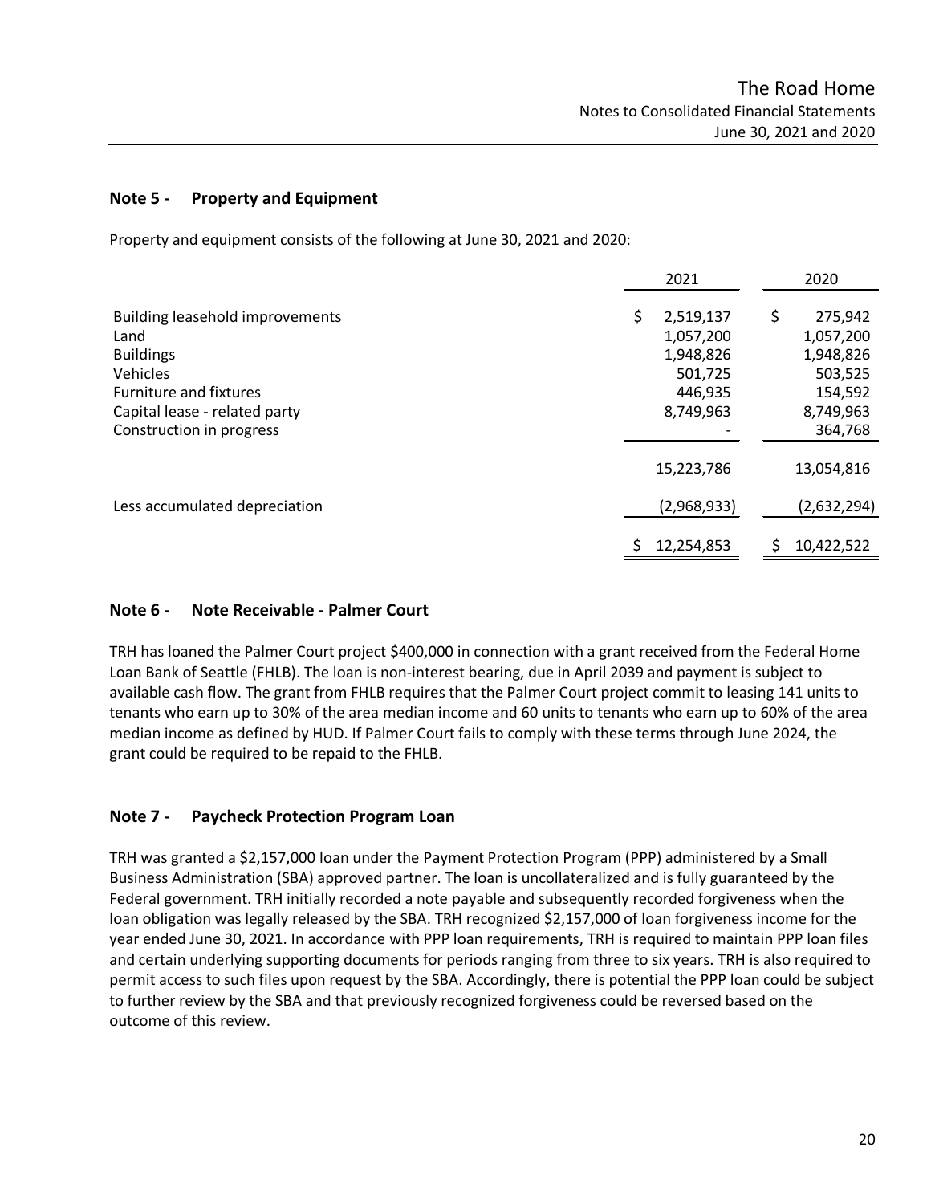## Note 5 - Property and Equipment

Property and equipment consists of the following at June 30, 2021 and 2020:

| | 2021 | 2020 |
|---|---|---|
| Building leasehold improvements | $ 2,519,137 | $ 275,942 |
| Land | 1,057,200 | 1,057,200 |
| Buildings | 1,948,826 | 1,948,826 |
| Vehicles | 501,725 | 503,525 |
| Furniture and fixtures | 446,935 | 154,592 |
| Capital lease - related party | 8,749,963 | 8,749,963 |
| Construction in progress | - | 364,768 |
| | 15,223,786 | 13,054,816 |
| Less accumulated depreciation | (2,968,933) | (2,632,294) |
| | $ 12,254,853 | $ 10,422,522 |

## Note 6 - Note Receivable - Palmer Court

TRH has loaned the Palmer Court project $400,000 in connection with a grant received from the Federal Home Loan Bank of Seattle (FHLB). The loan is non-interest bearing, due in April 2039 and payment is subject to available cash flow. The grant from FHLB requires that the Palmer Court project commit to leasing 141 units to tenants who earn up to 30% of the area median income and 60 units to tenants who earn up to 60% of the area median income as defined by HUD. If Palmer Court fails to comply with these terms through June 2024, the grant could be required to be repaid to the FHLB.

## Note 7 - Paycheck Protection Program Loan

TRH was granted a $2,157,000 loan under the Payment Protection Program (PPP) administered by a Small Business Administration (SBA) approved partner. The loan is uncollateralized and is fully guaranteed by the Federal government. TRH initially recorded a note payable and subsequently recorded forgiveness when the loan obligation was legally released by the SBA. TRH recognized $2,157,000 of loan forgiveness income for the year ended June 30, 2021. In accordance with PPP loan requirements, TRH is required to maintain PPP loan files and certain underlying supporting documents for periods ranging from three to six years. TRH is also required to permit access to such files upon request by the SBA. Accordingly, there is potential the PPP loan could be subject to further review by the SBA and that previously recognized forgiveness could be reversed based on the outcome of this review.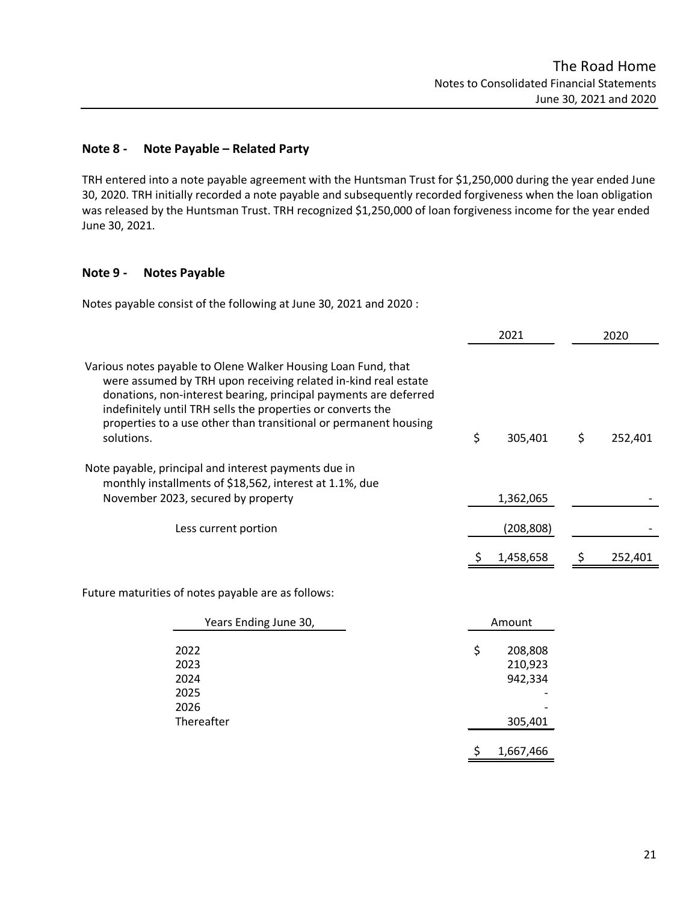## Note 8 - Note Payable – Related Party

TRH entered into a note payable agreement with the Huntsman Trust for $1,250,000 during the year ended June 30, 2020. TRH initially recorded a note payable and subsequently recorded forgiveness when the loan obligation was released by the Huntsman Trust. TRH recognized $1,250,000 of loan forgiveness income for the year ended June 30, 2021.

## Note 9 - Notes Payable

Notes payable consist of the following at June 30, 2021 and 2020 :

| | 2021 | 2020 |
|---|---|---|
| Various notes payable to Olene Walker Housing Loan Fund, that were assumed by TRH upon receiving related in-kind real estate donations, non-interest bearing, principal payments are deferred indefinitely until TRH sells the properties or converts the properties to a use other than transitional or permanent housing solutions. | $ 305,401 | $ 252,401 |
| Note payable, principal and interest payments due in monthly installments of $18,562, interest at 1.1%, due November 2023, secured by property | 1,362,065 | - |
| Less current portion | (208,808) | - |
| | $ 1,458,658 | $ 252,401 |

Future maturities of notes payable are as follows:

| Years Ending June 30, | Amount |
|---|---|
| 2022 | $ 208,808 |
| 2023 | 210,923 |
| 2024 | 942,334 |
| 2025 | - |
| 2026 | - |
| Thereafter | 305,401 |
| | $ 1,667,466 |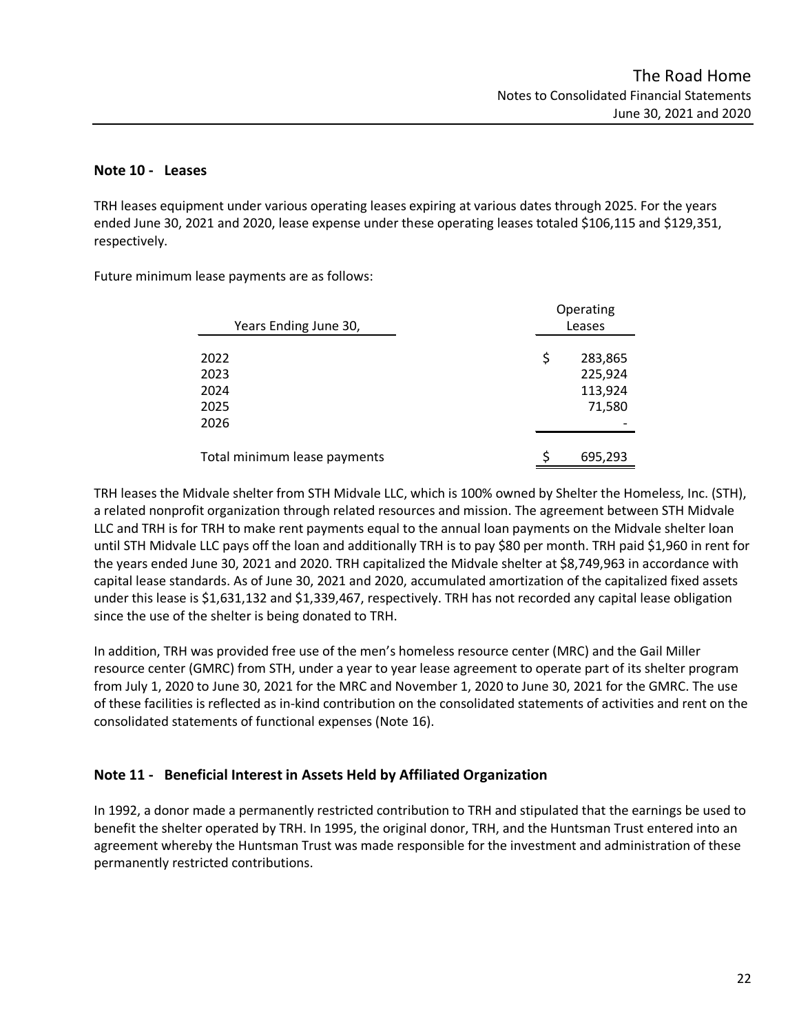## Note 10 - Leases

TRH leases equipment under various operating leases expiring at various dates through 2025. For the years ended June 30, 2021 and 2020, lease expense under these operating leases totaled $106,115 and $129,351, respectively.

Future minimum lease payments are as follows:

| Years Ending June 30, | Operating Leases |
|---|---|
| 2022 | $ 283,865 |
| 2023 | 225,924 |
| 2024 | 113,924 |
| 2025 | 71,580 |
| 2026 | - |
| Total minimum lease payments | $ 695,293 |

TRH leases the Midvale shelter from STH Midvale LLC, which is 100% owned by Shelter the Homeless, Inc. (STH), a related nonprofit organization through related resources and mission. The agreement between STH Midvale LLC and TRH is for TRH to make rent payments equal to the annual loan payments on the Midvale shelter loan until STH Midvale LLC pays off the loan and additionally TRH is to pay $80 per month. TRH paid $1,960 in rent for the years ended June 30, 2021 and 2020. TRH capitalized the Midvale shelter at $8,749,963 in accordance with capital lease standards. As of June 30, 2021 and 2020, accumulated amortization of the capitalized fixed assets under this lease is $1,631,132 and $1,339,467, respectively. TRH has not recorded any capital lease obligation since the use of the shelter is being donated to TRH.

In addition, TRH was provided free use of the men's homeless resource center (MRC) and the Gail Miller resource center (GMRC) from STH, under a year to year lease agreement to operate part of its shelter program from July 1, 2020 to June 30, 2021 for the MRC and November 1, 2020 to June 30, 2021 for the GMRC. The use of these facilities is reflected as in-kind contribution on the consolidated statements of activities and rent on the consolidated statements of functional expenses (Note 16).

## Note 11 - Beneficial Interest in Assets Held by Affiliated Organization

In 1992, a donor made a permanently restricted contribution to TRH and stipulated that the earnings be used to benefit the shelter operated by TRH. In 1995, the original donor, TRH, and the Huntsman Trust entered into an agreement whereby the Huntsman Trust was made responsible for the investment and administration of these permanently restricted contributions.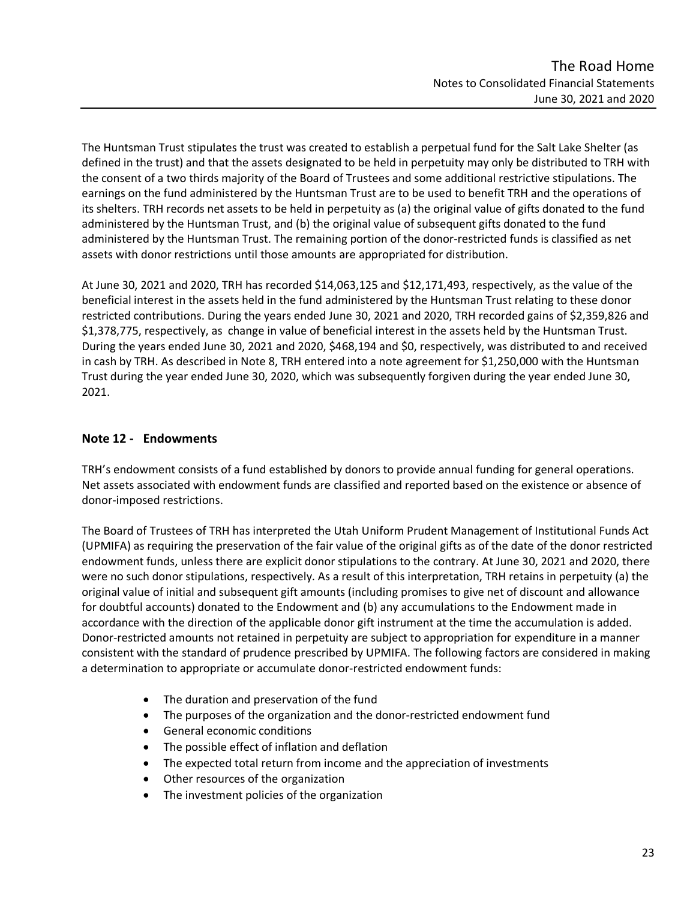The Huntsman Trust stipulates the trust was created to establish a perpetual fund for the Salt Lake Shelter (as defined in the trust) and that the assets designated to be held in perpetuity may only be distributed to TRH with the consent of a two thirds majority of the Board of Trustees and some additional restrictive stipulations. The earnings on the fund administered by the Huntsman Trust are to be used to benefit TRH and the operations of its shelters. TRH records net assets to be held in perpetuity as (a) the original value of gifts donated to the fund administered by the Huntsman Trust, and (b) the original value of subsequent gifts donated to the fund administered by the Huntsman Trust. The remaining portion of the donor-restricted funds is classified as net assets with donor restrictions until those amounts are appropriated for distribution.

At June 30, 2021 and 2020, TRH has recorded $14,063,125 and $12,171,493, respectively, as the value of the beneficial interest in the assets held in the fund administered by the Huntsman Trust relating to these donor restricted contributions. During the years ended June 30, 2021 and 2020, TRH recorded gains of $2,359,826 and $1,378,775, respectively, as change in value of beneficial interest in the assets held by the Huntsman Trust. During the years ended June 30, 2021 and 2020, $468,194 and $0, respectively, was distributed to and received in cash by TRH. As described in Note 8, TRH entered into a note agreement for $1,250,000 with the Huntsman Trust during the year ended June 30, 2020, which was subsequently forgiven during the year ended June 30, 2021.

## Note 12 - Endowments

TRH's endowment consists of a fund established by donors to provide annual funding for general operations. Net assets associated with endowment funds are classified and reported based on the existence or absence of donor-imposed restrictions.

The Board of Trustees of TRH has interpreted the Utah Uniform Prudent Management of Institutional Funds Act (UPMIFA) as requiring the preservation of the fair value of the original gifts as of the date of the donor restricted endowment funds, unless there are explicit donor stipulations to the contrary. At June 30, 2021 and 2020, there were no such donor stipulations, respectively. As a result of this interpretation, TRH retains in perpetuity (a) the original value of initial and subsequent gift amounts (including promises to give net of discount and allowance for doubtful accounts) donated to the Endowment and (b) any accumulations to the Endowment made in accordance with the direction of the applicable donor gift instrument at the time the accumulation is added. Donor-restricted amounts not retained in perpetuity are subject to appropriation for expenditure in a manner consistent with the standard of prudence prescribed by UPMIFA. The following factors are considered in making a determination to appropriate or accumulate donor-restricted endowment funds:

- The duration and preservation of the fund
- The purposes of the organization and the donor-restricted endowment fund
- General economic conditions
- The possible effect of inflation and deflation
- The expected total return from income and the appreciation of investments
- Other resources of the organization
- The investment policies of the organization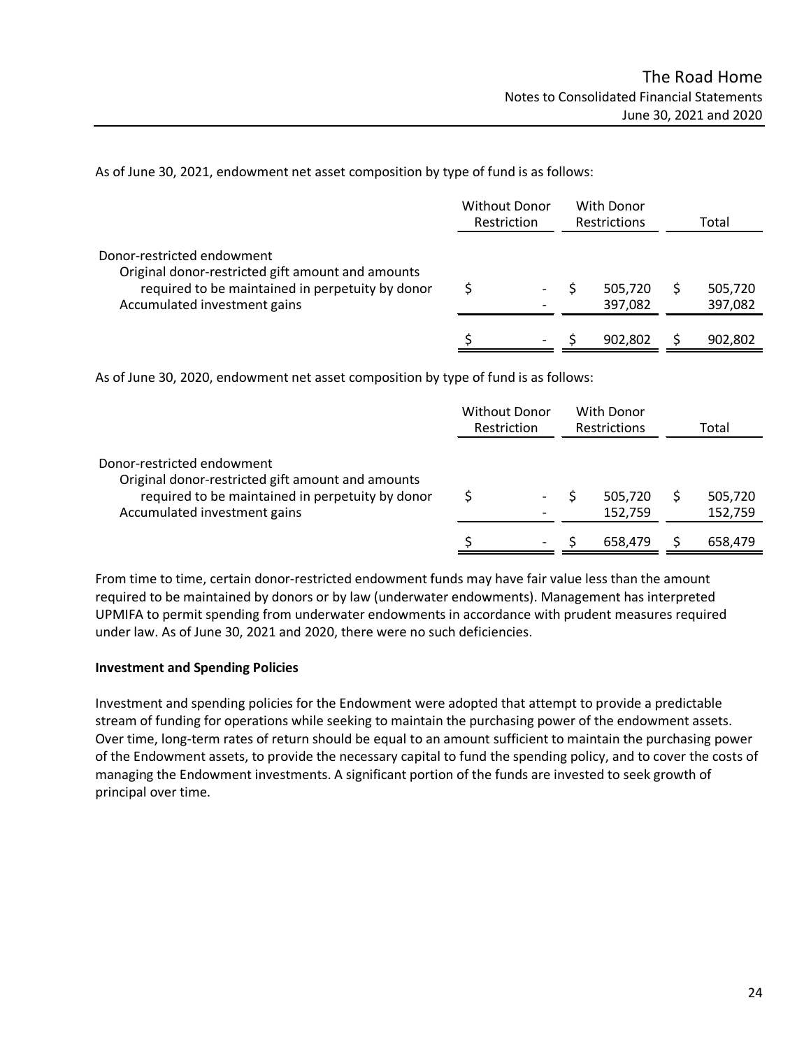As of June 30, 2021, endowment net asset composition by type of fund is as follows:

| | Without Donor Restriction | With Donor Restrictions | Total |
|---|---|---|---|
| Donor-restricted endowment | | | |
| Original donor-restricted gift amount and amounts required to be maintained in perpetuity by donor | $ - | $ 505,720 | $ 505,720 |
| Accumulated investment gains | - | 397,082 | 397,082 |
| | $ - | $ 902,802 | $ 902,802 |

As of June 30, 2020, endowment net asset composition by type of fund is as follows:

| | Without Donor Restriction | With Donor Restrictions | Total |
|---|---|---|---|
| Donor-restricted endowment | | | |
| Original donor-restricted gift amount and amounts required to be maintained in perpetuity by donor | $ - | $ 505,720 | $ 505,720 |
| Accumulated investment gains | - | 152,759 | 152,759 |
| | $ - | $ 658,479 | $ 658,479 |

From time to time, certain donor-restricted endowment funds may have fair value less than the amount required to be maintained by donors or by law (underwater endowments). Management has interpreted UPMIFA to permit spending from underwater endowments in accordance with prudent measures required under law. As of June 30, 2021 and 2020, there were no such deficiencies.

**Investment and Spending Policies**

Investment and spending policies for the Endowment were adopted that attempt to provide a predictable stream of funding for operations while seeking to maintain the purchasing power of the endowment assets. Over time, long-term rates of return should be equal to an amount sufficient to maintain the purchasing power of the Endowment assets, to provide the necessary capital to fund the spending policy, and to cover the costs of managing the Endowment investments. A significant portion of the funds are invested to seek growth of principal over time.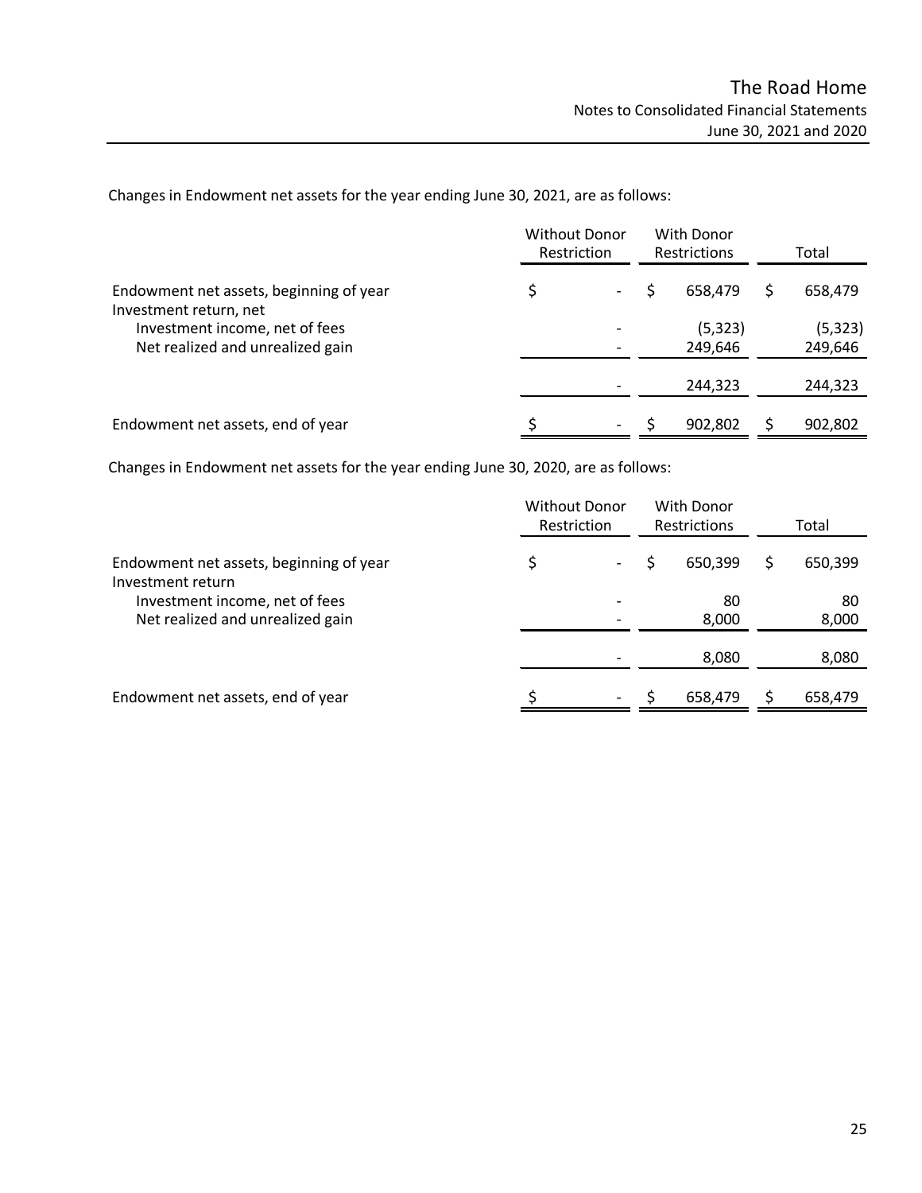Changes in Endowment net assets for the year ending June 30, 2021, are as follows:

| | Without Donor Restriction | With Donor Restrictions | Total |
|---|---|---|---|
| Endowment net assets, beginning of year | $ - | $ 658,479 | $ 658,479 |
| Investment return, net | | | |
| Investment income, net of fees | - | (5,323) | (5,323) |
| Net realized and unrealized gain | - | 249,646 | 249,646 |
| | - | 244,323 | 244,323 |
| Endowment net assets, end of year | $ - | $ 902,802 | $ 902,802 |

Changes in Endowment net assets for the year ending June 30, 2020, are as follows:

| | Without Donor Restriction | With Donor Restrictions | Total |
|---|---|---|---|
| Endowment net assets, beginning of year | $ - | $ 650,399 | $ 650,399 |
| Investment return | | | |
| Investment income, net of fees | - | 80 | 80 |
| Net realized and unrealized gain | - | 8,000 | 8,000 |
| | - | 8,080 | 8,080 |
| Endowment net assets, end of year | $ - | $ 658,479 | $ 658,479 |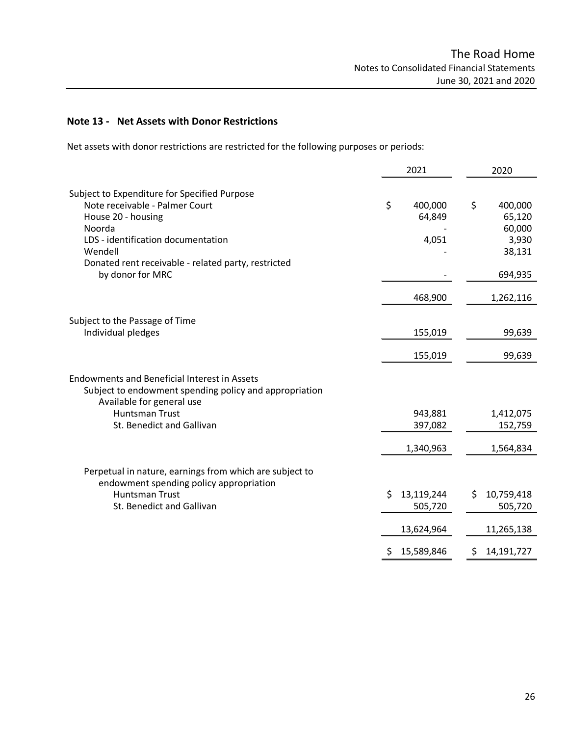## Note 13 - Net Assets with Donor Restrictions

Net assets with donor restrictions are restricted for the following purposes or periods:

| | 2021 | 2020 |
|---|---|---|
| **Subject to Expenditure for Specified Purpose** | | |
| Note receivable - Palmer Court | $ 400,000 | $ 400,000 |
| House 20 - housing | 64,849 | 65,120 |
| Noorda | - | 60,000 |
| LDS - identification documentation | 4,051 | 3,930 |
| Wendell | - | 38,131 |
| Donated rent receivable - related party, restricted by donor for MRC | - | 694,935 |
| | 468,900 | 1,262,116 |
| **Subject to the Passage of Time** | | |
| Individual pledges | 155,019 | 99,639 |
| | 155,019 | 99,639 |
| **Endowments and Beneficial Interest in Assets** | | |
| Subject to endowment spending policy and appropriation | | |
| Available for general use | | |
| Huntsman Trust | 943,881 | 1,412,075 |
| St. Benedict and Gallivan | 397,082 | 152,759 |
| | 1,340,963 | 1,564,834 |
| Perpetual in nature, earnings from which are subject to endowment spending policy appropriation | | |
| Huntsman Trust | $ 13,119,244 | $ 10,759,418 |
| St. Benedict and Gallivan | 505,720 | 505,720 |
| | 13,624,964 | 11,265,138 |
| | $ 15,589,846 | $ 14,191,727 |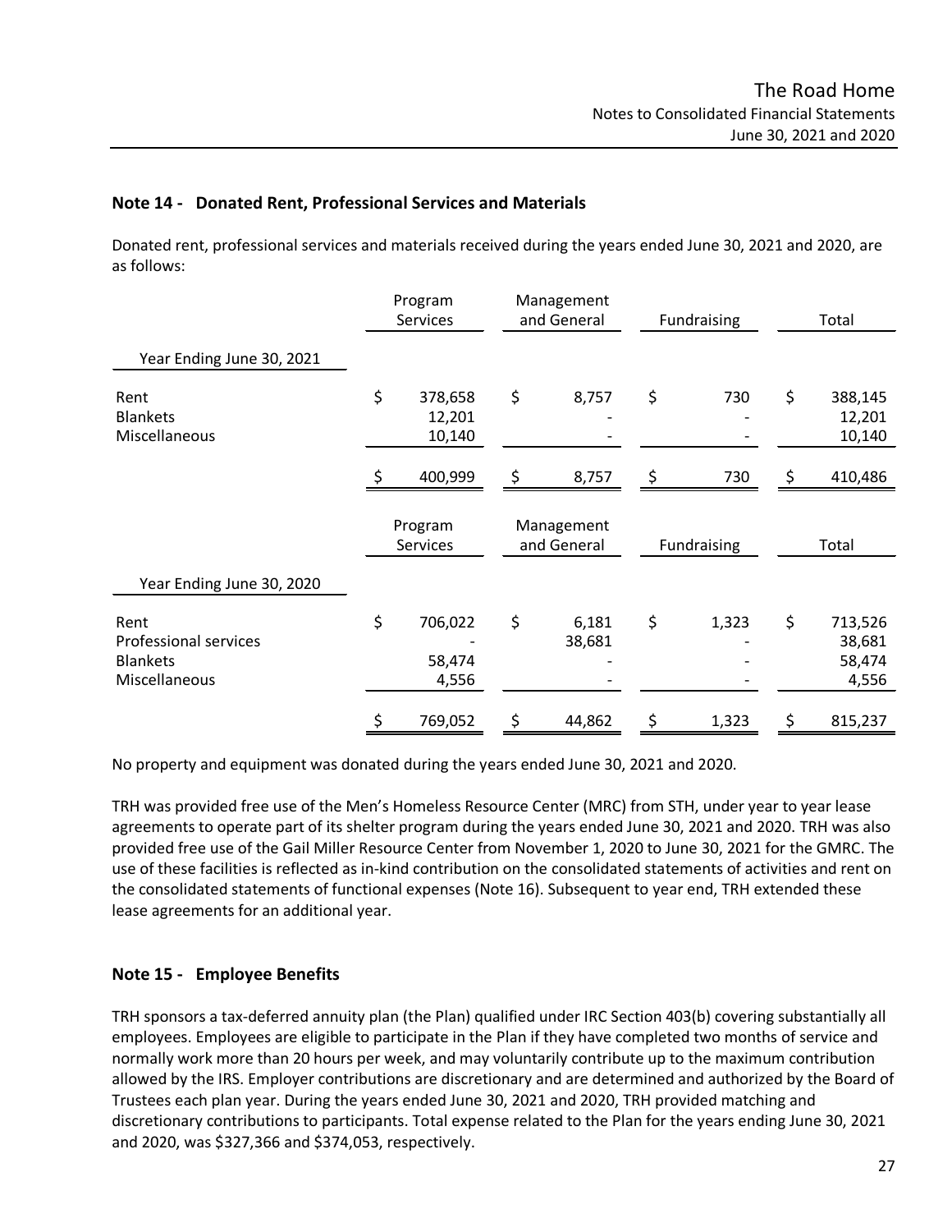## Note 14 - Donated Rent, Professional Services and Materials

Donated rent, professional services and materials received during the years ended June 30, 2021 and 2020, are as follows:

| | Program Services | Management and General | Fundraising | Total |
|---|---|---|---|---|
| **Year Ending June 30, 2021** | | | | |
| Rent | $ 378,658 | $ 8,757 | $ 730 | $ 388,145 |
| Blankets | 12,201 | - | - | 12,201 |
| Miscellaneous | 10,140 | - | - | 10,140 |
| | $ 400,999 | $ 8,757 | $ 730 | $ 410,486 |

| | Program Services | Management and General | Fundraising | Total |
|---|---|---|---|---|
| **Year Ending June 30, 2020** | | | | |
| Rent | $ 706,022 | $ 6,181 | $ 1,323 | $ 713,526 |
| Professional services | - | 38,681 | - | 38,681 |
| Blankets | 58,474 | - | - | 58,474 |
| Miscellaneous | 4,556 | - | - | 4,556 |
| | $ 769,052 | $ 44,862 | $ 1,323 | $ 815,237 |

No property and equipment was donated during the years ended June 30, 2021 and 2020.

TRH was provided free use of the Men's Homeless Resource Center (MRC) from STH, under year to year lease agreements to operate part of its shelter program during the years ended June 30, 2021 and 2020. TRH was also provided free use of the Gail Miller Resource Center from November 1, 2020 to June 30, 2021 for the GMRC. The use of these facilities is reflected as in-kind contribution on the consolidated statements of activities and rent on the consolidated statements of functional expenses (Note 16). Subsequent to year end, TRH extended these lease agreements for an additional year.

## Note 15 - Employee Benefits

TRH sponsors a tax-deferred annuity plan (the Plan) qualified under IRC Section 403(b) covering substantially all employees. Employees are eligible to participate in the Plan if they have completed two months of service and normally work more than 20 hours per week, and may voluntarily contribute up to the maximum contribution allowed by the IRS. Employer contributions are discretionary and are determined and authorized by the Board of Trustees each plan year. During the years ended June 30, 2021 and 2020, TRH provided matching and discretionary contributions to participants. Total expense related to the Plan for the years ending June 30, 2021 and 2020, was $327,366 and $374,053, respectively.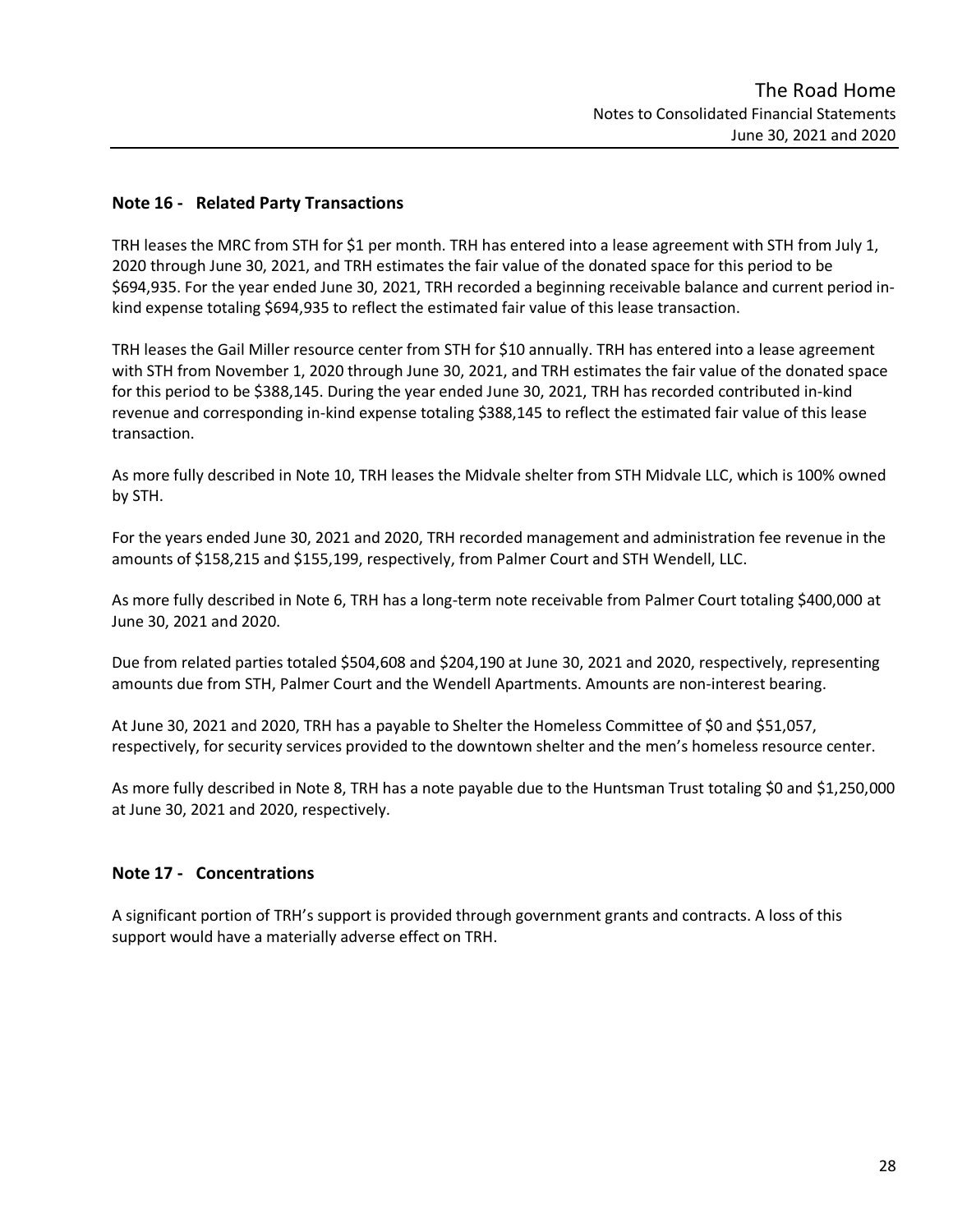## Note 16 - Related Party Transactions

TRH leases the MRC from STH for $1 per month. TRH has entered into a lease agreement with STH from July 1, 2020 through June 30, 2021, and TRH estimates the fair value of the donated space for this period to be $694,935. For the year ended June 30, 2021, TRH recorded a beginning receivable balance and current period in-kind expense totaling $694,935 to reflect the estimated fair value of this lease transaction.

TRH leases the Gail Miller resource center from STH for $10 annually. TRH has entered into a lease agreement with STH from November 1, 2020 through June 30, 2021, and TRH estimates the fair value of the donated space for this period to be $388,145. During the year ended June 30, 2021, TRH has recorded contributed in-kind revenue and corresponding in-kind expense totaling $388,145 to reflect the estimated fair value of this lease transaction.

As more fully described in Note 10, TRH leases the Midvale shelter from STH Midvale LLC, which is 100% owned by STH.

For the years ended June 30, 2021 and 2020, TRH recorded management and administration fee revenue in the amounts of $158,215 and $155,199, respectively, from Palmer Court and STH Wendell, LLC.

As more fully described in Note 6, TRH has a long-term note receivable from Palmer Court totaling $400,000 at June 30, 2021 and 2020.

Due from related parties totaled $504,608 and $204,190 at June 30, 2021 and 2020, respectively, representing amounts due from STH, Palmer Court and the Wendell Apartments. Amounts are non-interest bearing.

At June 30, 2021 and 2020, TRH has a payable to Shelter the Homeless Committee of $0 and $51,057, respectively, for security services provided to the downtown shelter and the men's homeless resource center.

As more fully described in Note 8, TRH has a note payable due to the Huntsman Trust totaling $0 and $1,250,000 at June 30, 2021 and 2020, respectively.

## Note 17 - Concentrations

A significant portion of TRH's support is provided through government grants and contracts. A loss of this support would have a materially adverse effect on TRH.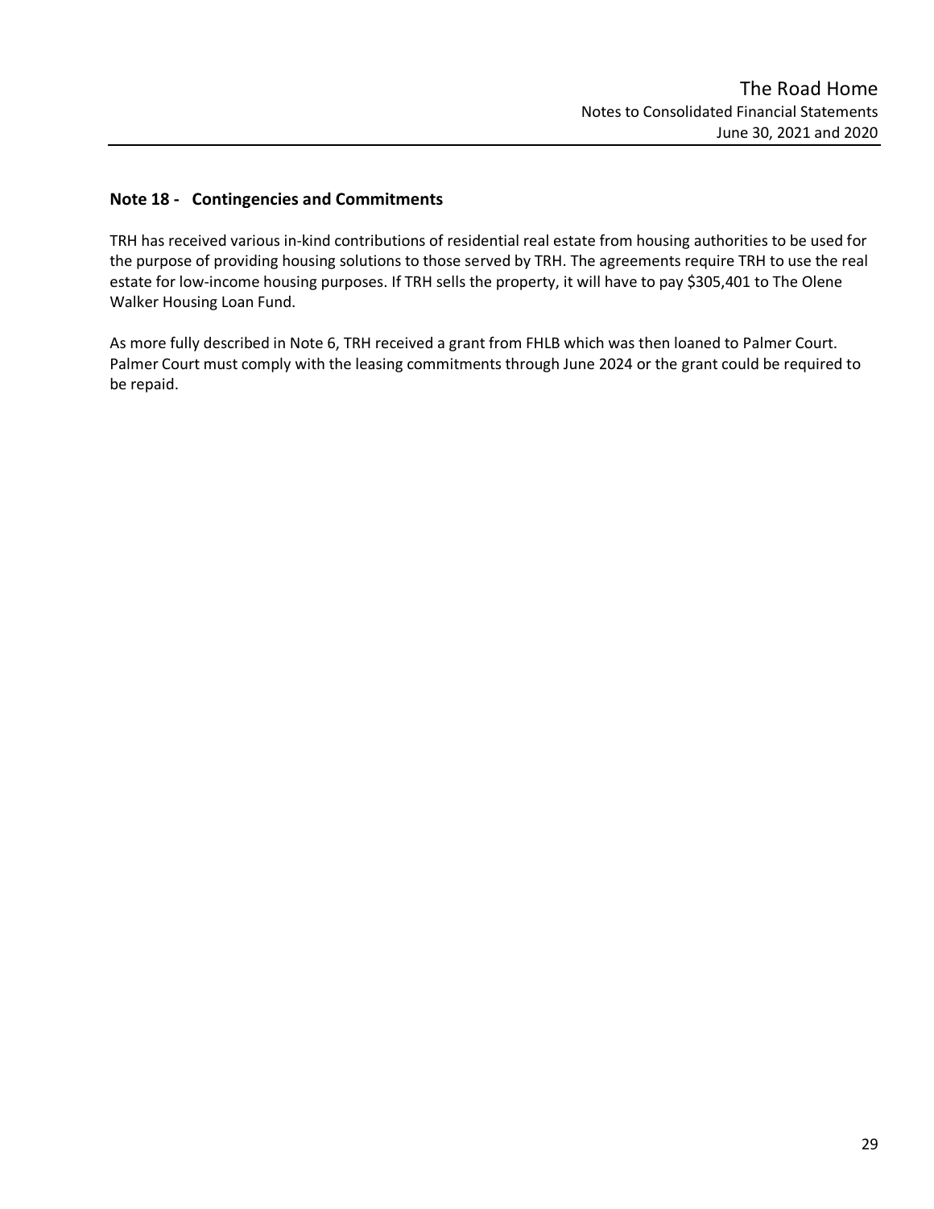## Note 18 - Contingencies and Commitments

TRH has received various in-kind contributions of residential real estate from housing authorities to be used for the purpose of providing housing solutions to those served by TRH. The agreements require TRH to use the real estate for low-income housing purposes. If TRH sells the property, it will have to pay $305,401 to The Olene Walker Housing Loan Fund.

As more fully described in Note 6, TRH received a grant from FHLB which was then loaned to Palmer Court. Palmer Court must comply with the leasing commitments through June 2024 or the grant could be required to be repaid.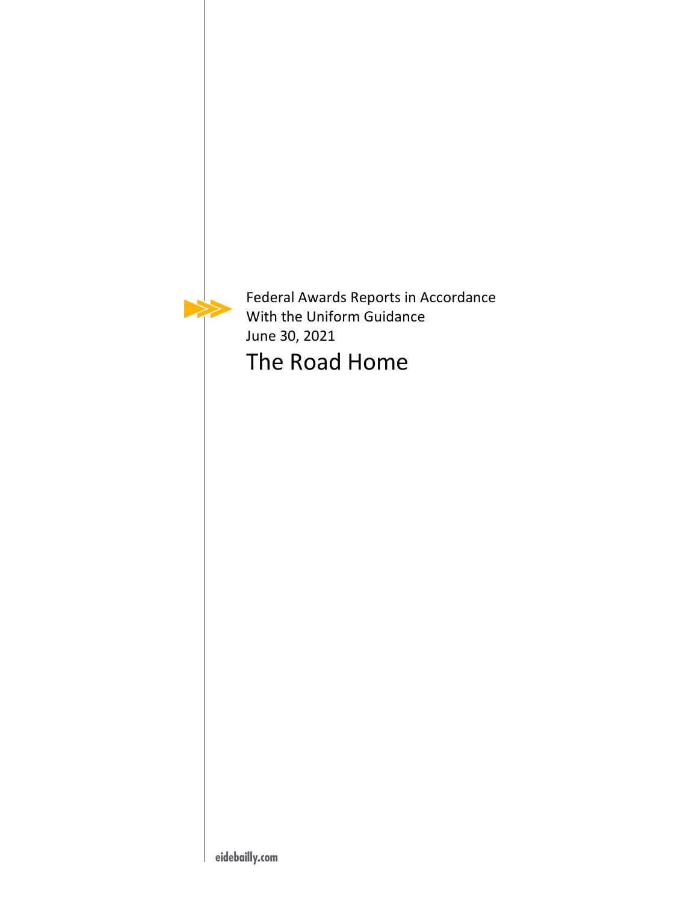Federal Awards Reports in Accordance With the Uniform Guidance

June 30, 2021

# The Road Home

eidebailly.com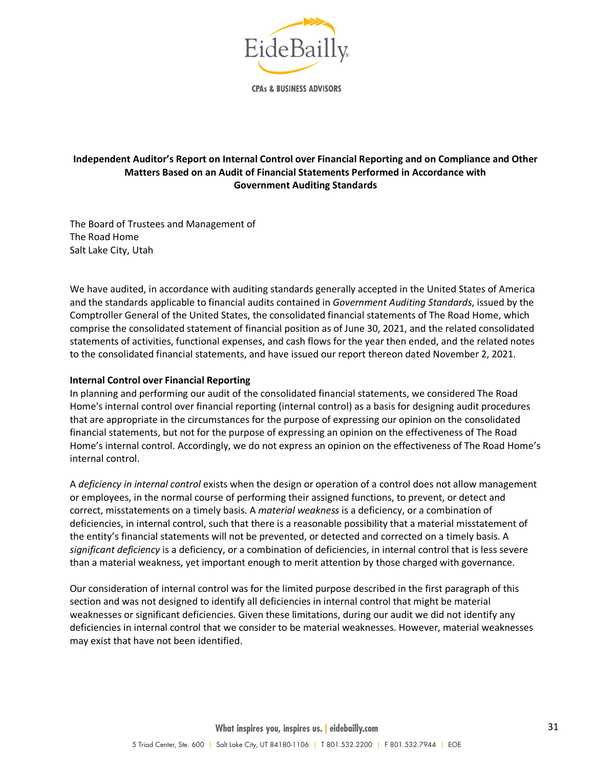# Independent Auditor's Report on Internal Control over Financial Reporting and on Compliance and Other Matters Based on an Audit of Financial Statements Performed in Accordance with Government Auditing Standards

The Board of Trustees and Management of
The Road Home
Salt Lake City, Utah

We have audited, in accordance with auditing standards generally accepted in the United States of America and the standards applicable to financial audits contained in *Government Auditing Standards*, issued by the Comptroller General of the United States, the consolidated financial statements of The Road Home, which comprise the consolidated statement of financial position as of June 30, 2021, and the related consolidated statements of activities, functional expenses, and cash flows for the year then ended, and the related notes to the consolidated financial statements, and have issued our report thereon dated November 2, 2021.

**Internal Control over Financial Reporting**

In planning and performing our audit of the consolidated financial statements, we considered The Road Home's internal control over financial reporting (internal control) as a basis for designing audit procedures that are appropriate in the circumstances for the purpose of expressing our opinion on the consolidated financial statements, but not for the purpose of expressing an opinion on the effectiveness of The Road Home's internal control. Accordingly, we do not express an opinion on the effectiveness of The Road Home's internal control.

A *deficiency in internal control* exists when the design or operation of a control does not allow management or employees, in the normal course of performing their assigned functions, to prevent, or detect and correct, misstatements on a timely basis. A *material weakness* is a deficiency, or a combination of deficiencies, in internal control, such that there is a reasonable possibility that a material misstatement of the entity's financial statements will not be prevented, or detected and corrected on a timely basis. A *significant deficiency* is a deficiency, or a combination of deficiencies, in internal control that is less severe than a material weakness, yet important enough to merit attention by those charged with governance.

Our consideration of internal control was for the limited purpose described in the first paragraph of this section and was not designed to identify all deficiencies in internal control that might be material weaknesses or significant deficiencies. Given these limitations, during our audit we did not identify any deficiencies in internal control that we consider to be material weaknesses. However, material weaknesses may exist that have not been identified.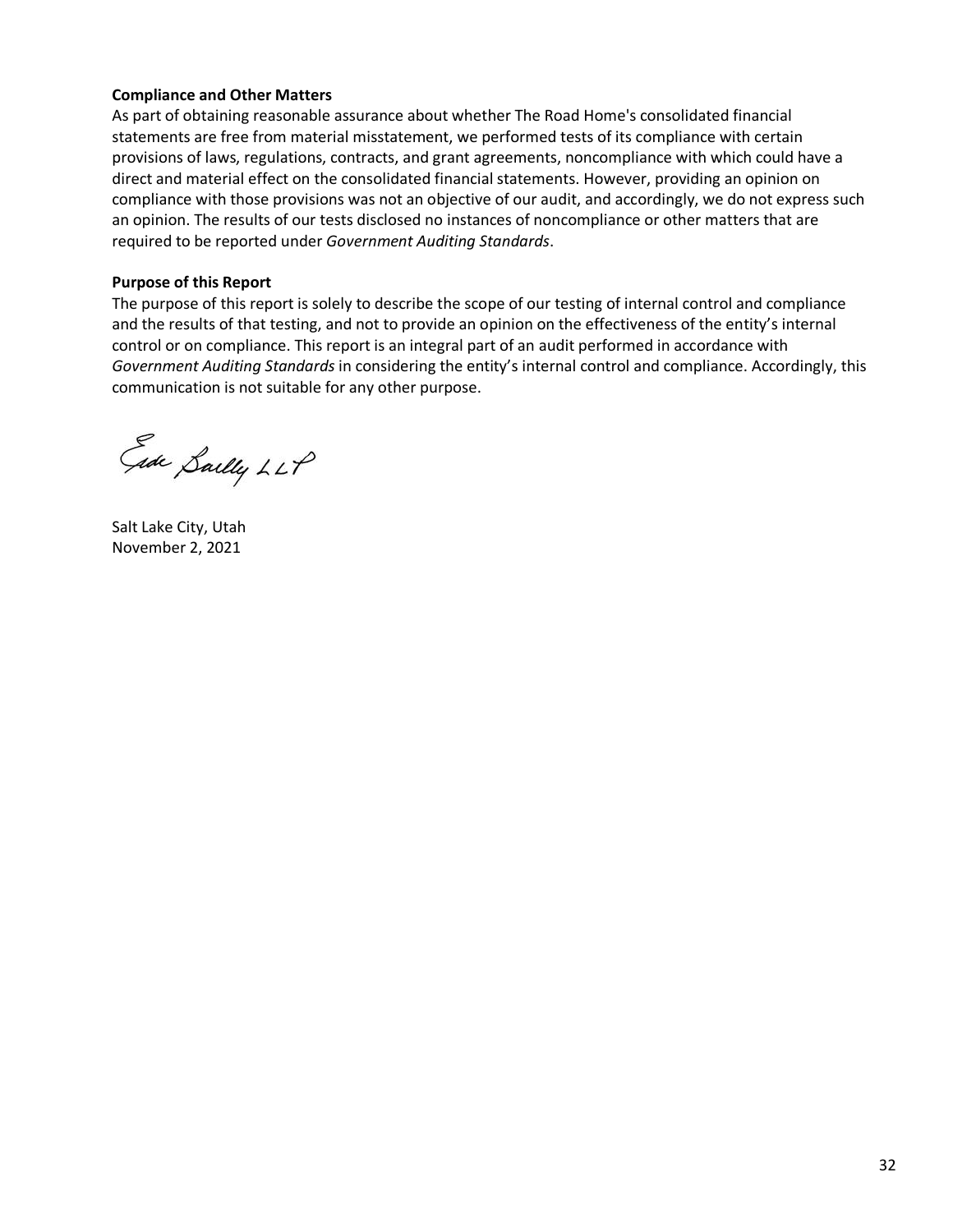**Compliance and Other Matters**

As part of obtaining reasonable assurance about whether The Road Home's consolidated financial statements are free from material misstatement, we performed tests of its compliance with certain provisions of laws, regulations, contracts, and grant agreements, noncompliance with which could have a direct and material effect on the consolidated financial statements. However, providing an opinion on compliance with those provisions was not an objective of our audit, and accordingly, we do not express such an opinion. The results of our tests disclosed no instances of noncompliance or other matters that are required to be reported under *Government Auditing Standards*.

**Purpose of this Report**

The purpose of this report is solely to describe the scope of our testing of internal control and compliance and the results of that testing, and not to provide an opinion on the effectiveness of the entity's internal control or on compliance. This report is an integral part of an audit performed in accordance with *Government Auditing Standards* in considering the entity's internal control and compliance. Accordingly, this communication is not suitable for any other purpose.

Eide Bailly LLP

Salt Lake City, Utah
November 2, 2021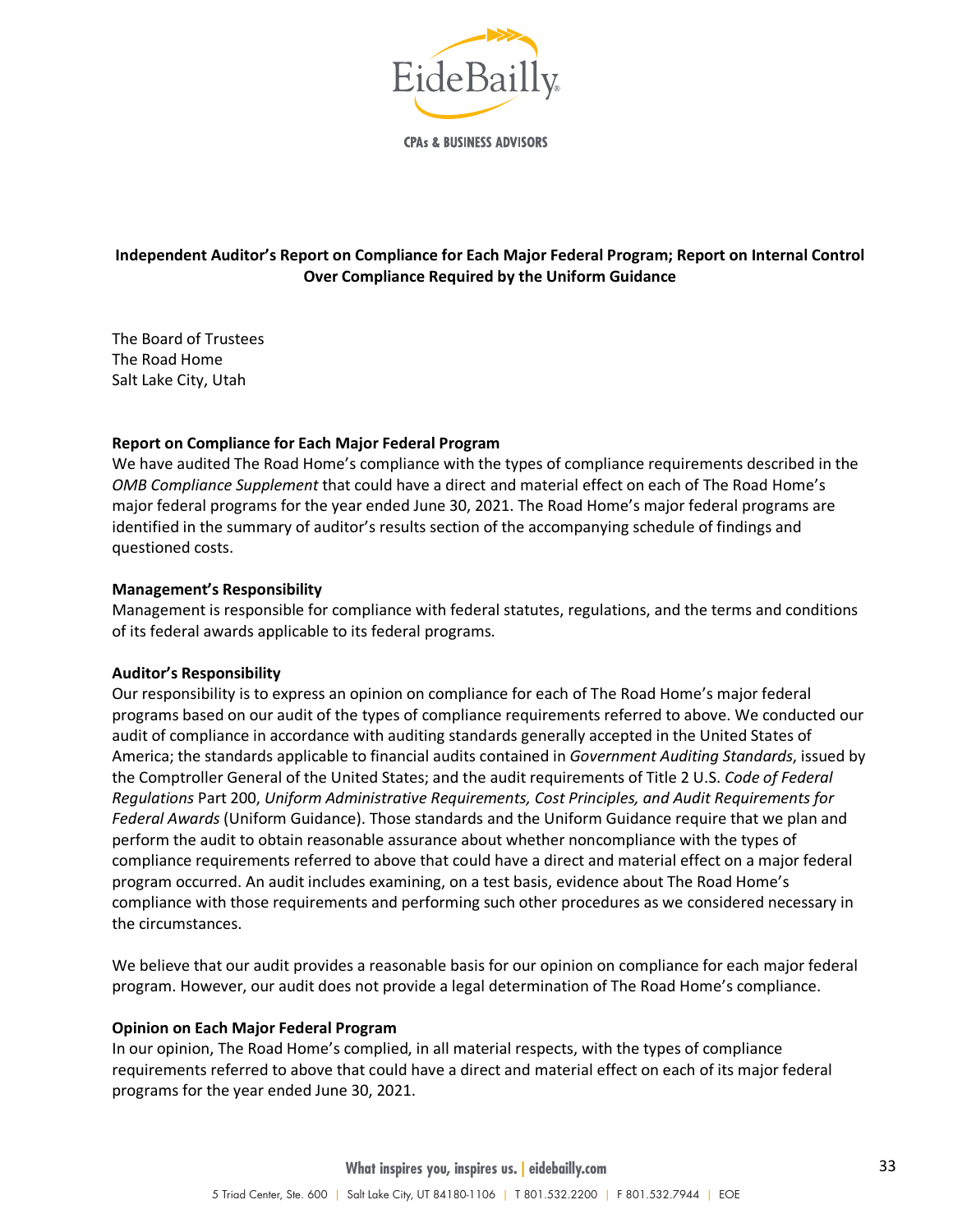## Independent Auditor's Report on Compliance for Each Major Federal Program; Report on Internal Control Over Compliance Required by the Uniform Guidance

The Board of Trustees
The Road Home
Salt Lake City, Utah

**Report on Compliance for Each Major Federal Program**
We have audited The Road Home's compliance with the types of compliance requirements described in the *OMB Compliance Supplement* that could have a direct and material effect on each of The Road Home's major federal programs for the year ended June 30, 2021. The Road Home's major federal programs are identified in the summary of auditor's results section of the accompanying schedule of findings and questioned costs.

**Management's Responsibility**
Management is responsible for compliance with federal statutes, regulations, and the terms and conditions of its federal awards applicable to its federal programs.

**Auditor's Responsibility**
Our responsibility is to express an opinion on compliance for each of The Road Home's major federal programs based on our audit of the types of compliance requirements referred to above. We conducted our audit of compliance in accordance with auditing standards generally accepted in the United States of America; the standards applicable to financial audits contained in *Government Auditing Standards*, issued by the Comptroller General of the United States; and the audit requirements of Title 2 U.S. *Code of Federal Regulations* Part 200, *Uniform Administrative Requirements, Cost Principles, and Audit Requirements for Federal Awards* (Uniform Guidance). Those standards and the Uniform Guidance require that we plan and perform the audit to obtain reasonable assurance about whether noncompliance with the types of compliance requirements referred to above that could have a direct and material effect on a major federal program occurred. An audit includes examining, on a test basis, evidence about The Road Home's compliance with those requirements and performing such other procedures as we considered necessary in the circumstances.

We believe that our audit provides a reasonable basis for our opinion on compliance for each major federal program. However, our audit does not provide a legal determination of The Road Home's compliance.

**Opinion on Each Major Federal Program**
In our opinion, The Road Home's complied, in all material respects, with the types of compliance requirements referred to above that could have a direct and material effect on each of its major federal programs for the year ended June 30, 2021.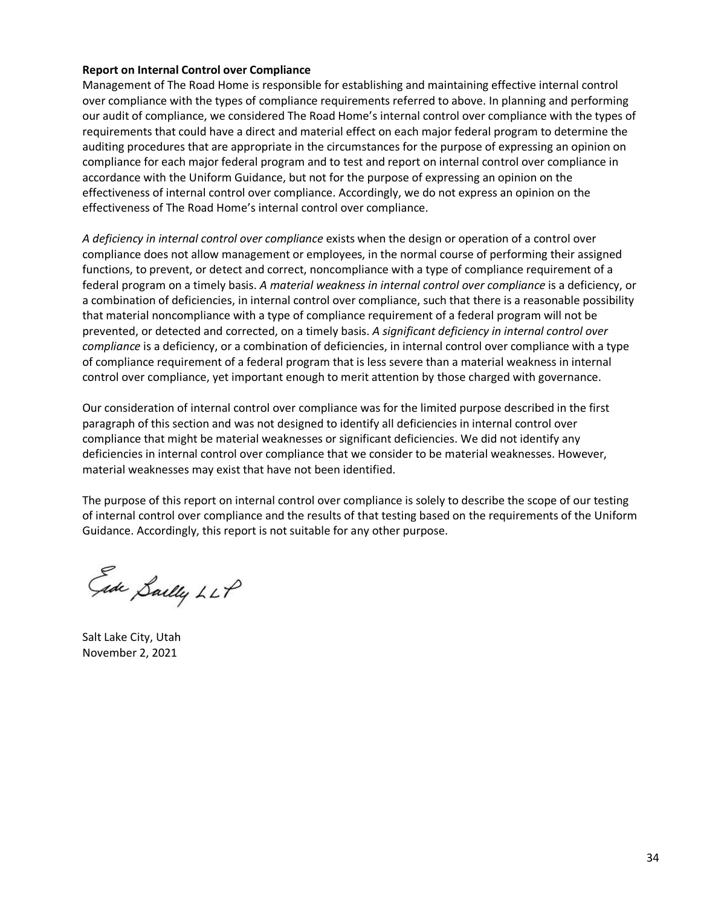**Report on Internal Control over Compliance**

Management of The Road Home is responsible for establishing and maintaining effective internal control over compliance with the types of compliance requirements referred to above. In planning and performing our audit of compliance, we considered The Road Home's internal control over compliance with the types of requirements that could have a direct and material effect on each major federal program to determine the auditing procedures that are appropriate in the circumstances for the purpose of expressing an opinion on compliance for each major federal program and to test and report on internal control over compliance in accordance with the Uniform Guidance, but not for the purpose of expressing an opinion on the effectiveness of internal control over compliance. Accordingly, we do not express an opinion on the effectiveness of The Road Home's internal control over compliance.

*A deficiency in internal control over compliance* exists when the design or operation of a control over compliance does not allow management or employees, in the normal course of performing their assigned functions, to prevent, or detect and correct, noncompliance with a type of compliance requirement of a federal program on a timely basis. *A material weakness in internal control over compliance* is a deficiency, or a combination of deficiencies, in internal control over compliance, such that there is a reasonable possibility that material noncompliance with a type of compliance requirement of a federal program will not be prevented, or detected and corrected, on a timely basis. *A significant deficiency in internal control over compliance* is a deficiency, or a combination of deficiencies, in internal control over compliance with a type of compliance requirement of a federal program that is less severe than a material weakness in internal control over compliance, yet important enough to merit attention by those charged with governance.

Our consideration of internal control over compliance was for the limited purpose described in the first paragraph of this section and was not designed to identify all deficiencies in internal control over compliance that might be material weaknesses or significant deficiencies. We did not identify any deficiencies in internal control over compliance that we consider to be material weaknesses. However, material weaknesses may exist that have not been identified.

The purpose of this report on internal control over compliance is solely to describe the scope of our testing of internal control over compliance and the results of that testing based on the requirements of the Uniform Guidance. Accordingly, this report is not suitable for any other purpose.

Eide Bailly LLP

Salt Lake City, Utah
November 2, 2021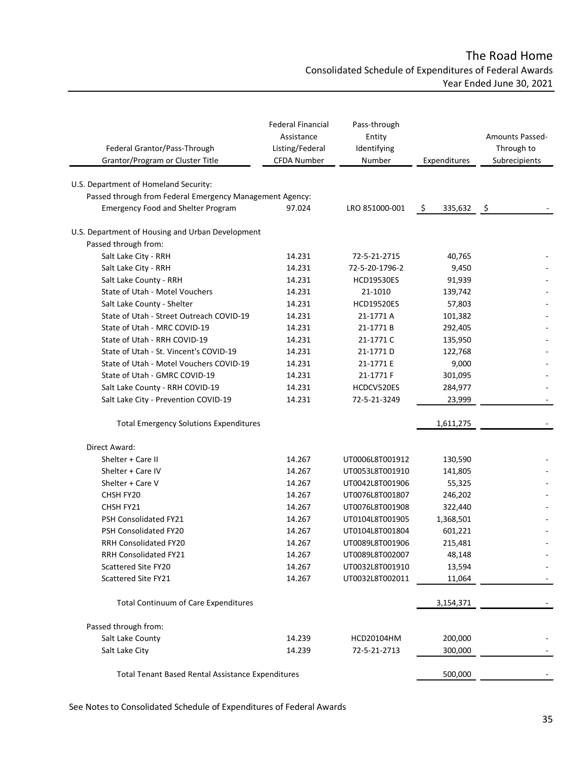# The Road Home

## Consolidated Schedule of Expenditures of Federal Awards

### Year Ended June 30, 2021

| Federal Grantor/Pass-Through Grantor/Program or Cluster Title | Federal Financial Assistance Listing/Federal CFDA Number | Pass-through Entity Identifying Number | Expenditures | Amounts Passed-Through to Subrecipients |
|---|---|---|---|---|
| U.S. Department of Homeland Security: | | | | |
| Passed through from Federal Emergency Management Agency: | | | | |
| Emergency Food and Shelter Program | 97.024 | LRO 851000-001 | $ 335,632 | $ - |
| U.S. Department of Housing and Urban Development | | | | |
| Passed through from: | | | | |
| Salt Lake City - RRH | 14.231 | 72-5-21-2715 | 40,765 | - |
| Salt Lake City - RRH | 14.231 | 72-5-20-1796-2 | 9,450 | - |
| Salt Lake County - RRH | 14.231 | HCD19530ES | 91,939 | - |
| State of Utah - Motel Vouchers | 14.231 | 21-1010 | 139,742 | - |
| Salt Lake County - Shelter | 14.231 | HCD19520ES | 57,803 | - |
| State of Utah - Street Outreach COVID-19 | 14.231 | 21-1771 A | 101,382 | - |
| State of Utah - MRC COVID-19 | 14.231 | 21-1771 B | 292,405 | - |
| State of Utah - RRH COVID-19 | 14.231 | 21-1771 C | 135,950 | - |
| State of Utah - St. Vincent's COVID-19 | 14.231 | 21-1771 D | 122,768 | - |
| State of Utah - Motel Vouchers COVID-19 | 14.231 | 21-1771 E | 9,000 | - |
| State of Utah - GMRC COVID-19 | 14.231 | 21-1771 F | 301,095 | - |
| Salt Lake County - RRH COVID-19 | 14.231 | HCDCV520ES | 284,977 | - |
| Salt Lake City - Prevention COVID-19 | 14.231 | 72-5-21-3249 | 23,999 | - |
| Total Emergency Solutions Expenditures | | | 1,611,275 | - |
| Direct Award: | | | | |
| Shelter + Care II | 14.267 | UT0006L8T001912 | 130,590 | - |
| Shelter + Care IV | 14.267 | UT0053L8T001910 | 141,805 | - |
| Shelter + Care V | 14.267 | UT0042L8T001906 | 55,325 | - |
| CHSH FY20 | 14.267 | UT0076L8T001807 | 246,202 | - |
| CHSH FY21 | 14.267 | UT0076L8T001908 | 322,440 | - |
| PSH Consolidated FY21 | 14.267 | UT0104L8T001905 | 1,368,501 | - |
| PSH Consolidated FY20 | 14.267 | UT0104L8T001804 | 601,221 | - |
| RRH Consolidated FY20 | 14.267 | UT0089L8T001906 | 215,481 | - |
| RRH Consolidated FY21 | 14.267 | UT0089L8T002007 | 48,148 | - |
| Scattered Site FY20 | 14.267 | UT0032L8T001910 | 13,594 | - |
| Scattered Site FY21 | 14.267 | UT0032L8T002011 | 11,064 | - |
| Total Continuum of Care Expenditures | | | 3,154,371 | - |
| Passed through from: | | | | |
| Salt Lake County | 14.239 | HCD20104HM | 200,000 | - |
| Salt Lake City | 14.239 | 72-5-21-2713 | 300,000 | - |
| Total Tenant Based Rental Assistance Expenditures | | | 500,000 | - |

See Notes to Consolidated Schedule of Expenditures of Federal Awards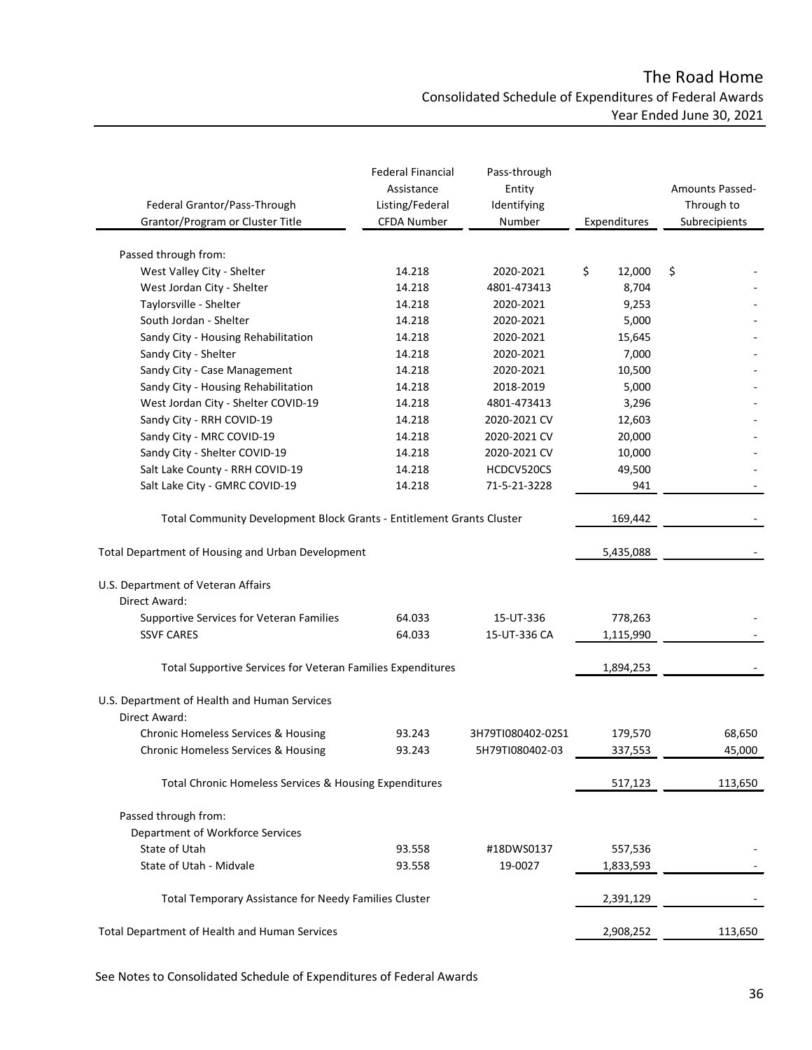# The Road Home

## Consolidated Schedule of Expenditures of Federal Awards

### Year Ended June 30, 2021

| Federal Grantor/Pass-Through Grantor/Program or Cluster Title | Federal Financial Assistance Listing/Federal CFDA Number | Pass-through Entity Identifying Number | Expenditures | Amounts Passed-Through to Subrecipients |
|---|---|---|---|---|
| Passed through from: | | | | |
| West Valley City - Shelter | 14.218 | 2020-2021 | $ 12,000 | $ - |
| West Jordan City - Shelter | 14.218 | 4801-473413 | 8,704 | - |
| Taylorsville - Shelter | 14.218 | 2020-2021 | 9,253 | - |
| South Jordan - Shelter | 14.218 | 2020-2021 | 5,000 | - |
| Sandy City - Housing Rehabilitation | 14.218 | 2020-2021 | 15,645 | - |
| Sandy City - Shelter | 14.218 | 2020-2021 | 7,000 | - |
| Sandy City - Case Management | 14.218 | 2020-2021 | 10,500 | - |
| Sandy City - Housing Rehabilitation | 14.218 | 2018-2019 | 5,000 | - |
| West Jordan City - Shelter COVID-19 | 14.218 | 4801-473413 | 3,296 | - |
| Sandy City - RRH COVID-19 | 14.218 | 2020-2021 CV | 12,603 | - |
| Sandy City - MRC COVID-19 | 14.218 | 2020-2021 CV | 20,000 | - |
| Sandy City - Shelter COVID-19 | 14.218 | 2020-2021 CV | 10,000 | - |
| Salt Lake County - RRH COVID-19 | 14.218 | HCDCV520CS | 49,500 | - |
| Salt Lake City - GMRC COVID-19 | 14.218 | 71-5-21-3228 | 941 | - |
| Total Community Development Block Grants - Entitlement Grants Cluster | | | 169,442 | - |
| Total Department of Housing and Urban Development | | | 5,435,088 | - |
| U.S. Department of Veteran Affairs | | | | |
| Direct Award: | | | | |
| Supportive Services for Veteran Families | 64.033 | 15-UT-336 | 778,263 | - |
| SSVF CARES | 64.033 | 15-UT-336 CA | 1,115,990 | - |
| Total Supportive Services for Veteran Families Expenditures | | | 1,894,253 | - |
| U.S. Department of Health and Human Services | | | | |
| Direct Award: | | | | |
| Chronic Homeless Services & Housing | 93.243 | 3H79TI080402-02S1 | 179,570 | 68,650 |
| Chronic Homeless Services & Housing | 93.243 | 5H79TI080402-03 | 337,553 | 45,000 |
| Total Chronic Homeless Services & Housing Expenditures | | | 517,123 | 113,650 |
| Passed through from: | | | | |
| Department of Workforce Services | | | | |
| State of Utah | 93.558 | #18DWS0137 | 557,536 | - |
| State of Utah - Midvale | 93.558 | 19-0027 | 1,833,593 | - |
| Total Temporary Assistance for Needy Families Cluster | | | 2,391,129 | - |
| Total Department of Health and Human Services | | | 2,908,252 | 113,650 |

See Notes to Consolidated Schedule of Expenditures of Federal Awards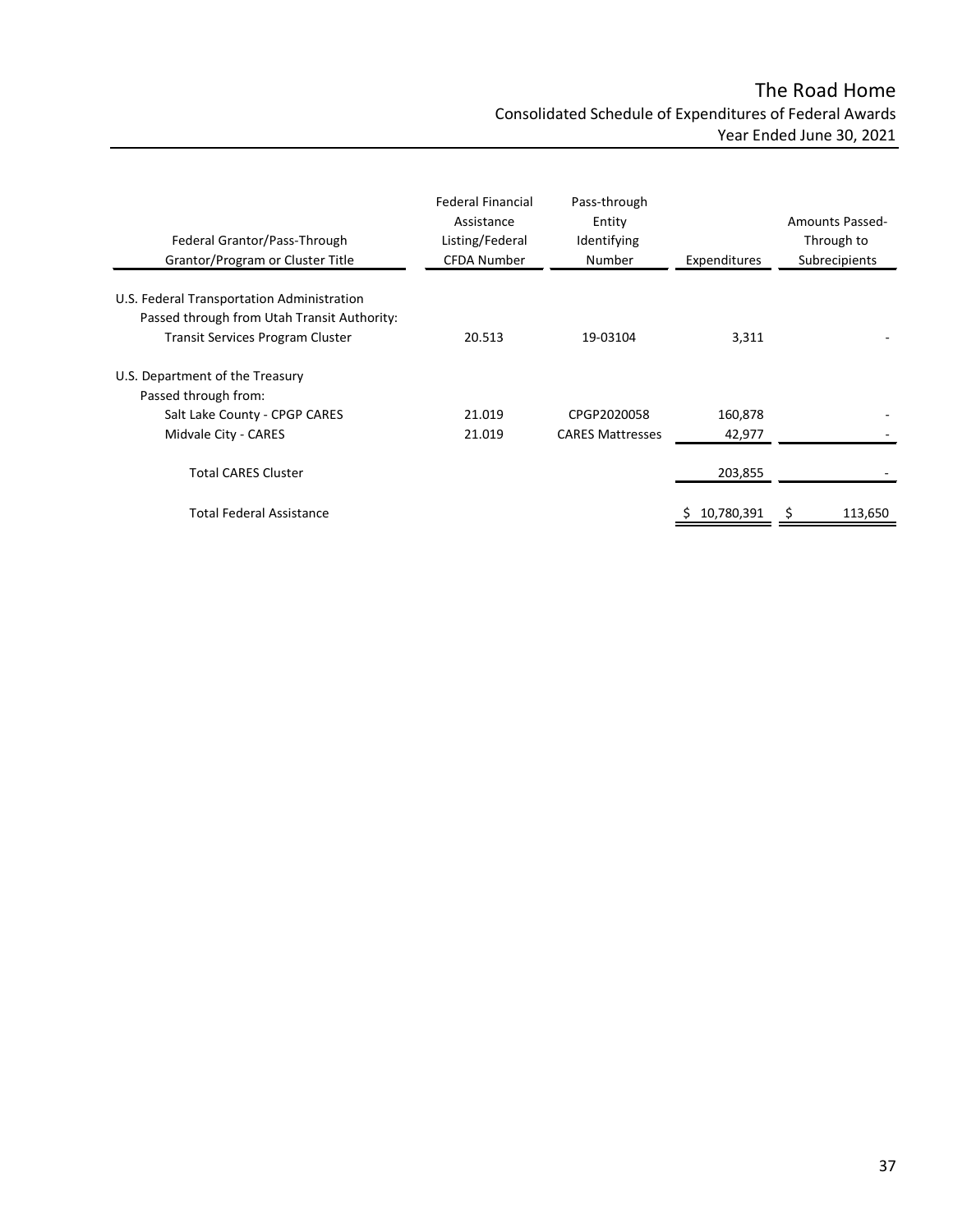# The Road Home

## Consolidated Schedule of Expenditures of Federal Awards

### Year Ended June 30, 2021

| Federal Grantor/Pass-Through Grantor/Program or Cluster Title | Federal Financial Assistance Listing/Federal CFDA Number | Pass-through Entity Identifying Number | Expenditures | Amounts Passed-Through to Subrecipients |
|---|---|---|---|---|
| U.S. Federal Transportation Administration | | | | |
| Passed through from Utah Transit Authority: | | | | |
| Transit Services Program Cluster | 20.513 | 19-03104 | 3,311 | - |
| U.S. Department of the Treasury | | | | |
| Passed through from: | | | | |
| Salt Lake County - CPGP CARES | 21.019 | CPGP2020058 | 160,878 | - |
| Midvale City - CARES | 21.019 | CARES Mattresses | 42,977 | - |
| Total CARES Cluster | | | 203,855 | - |
| Total Federal Assistance | | | $ 10,780,391 | $ 113,650 |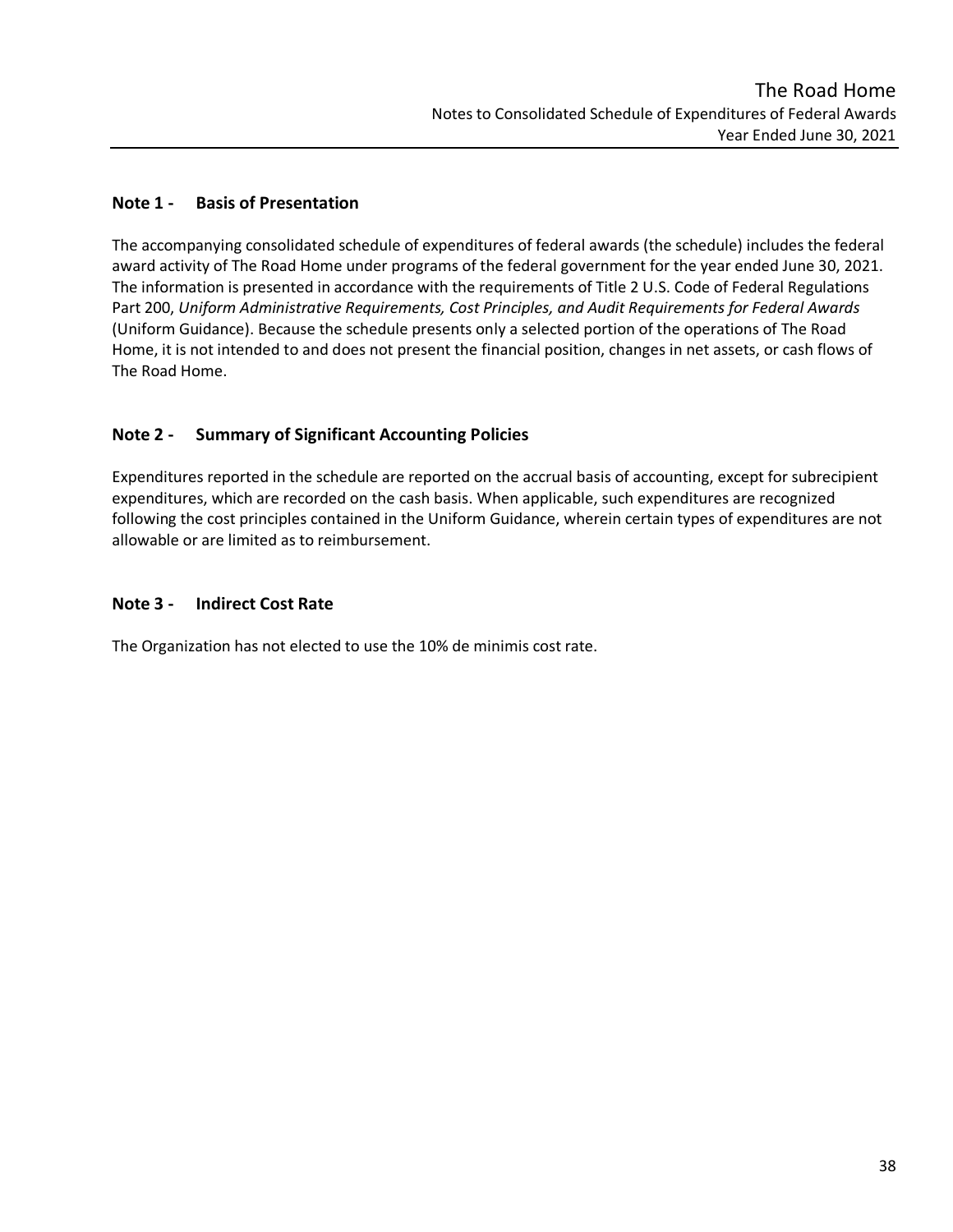# The Road Home

## Notes to Consolidated Schedule of Expenditures of Federal Awards

### Year Ended June 30, 2021

## Note 1 - Basis of Presentation

The accompanying consolidated schedule of expenditures of federal awards (the schedule) includes the federal award activity of The Road Home under programs of the federal government for the year ended June 30, 2021. The information is presented in accordance with the requirements of Title 2 U.S. Code of Federal Regulations Part 200, *Uniform Administrative Requirements, Cost Principles, and Audit Requirements for Federal Awards* (Uniform Guidance). Because the schedule presents only a selected portion of the operations of The Road Home, it is not intended to and does not present the financial position, changes in net assets, or cash flows of The Road Home.

## Note 2 - Summary of Significant Accounting Policies

Expenditures reported in the schedule are reported on the accrual basis of accounting, except for subrecipient expenditures, which are recorded on the cash basis. When applicable, such expenditures are recognized following the cost principles contained in the Uniform Guidance, wherein certain types of expenditures are not allowable or are limited as to reimbursement.

## Note 3 - Indirect Cost Rate

The Organization has not elected to use the 10% de minimis cost rate.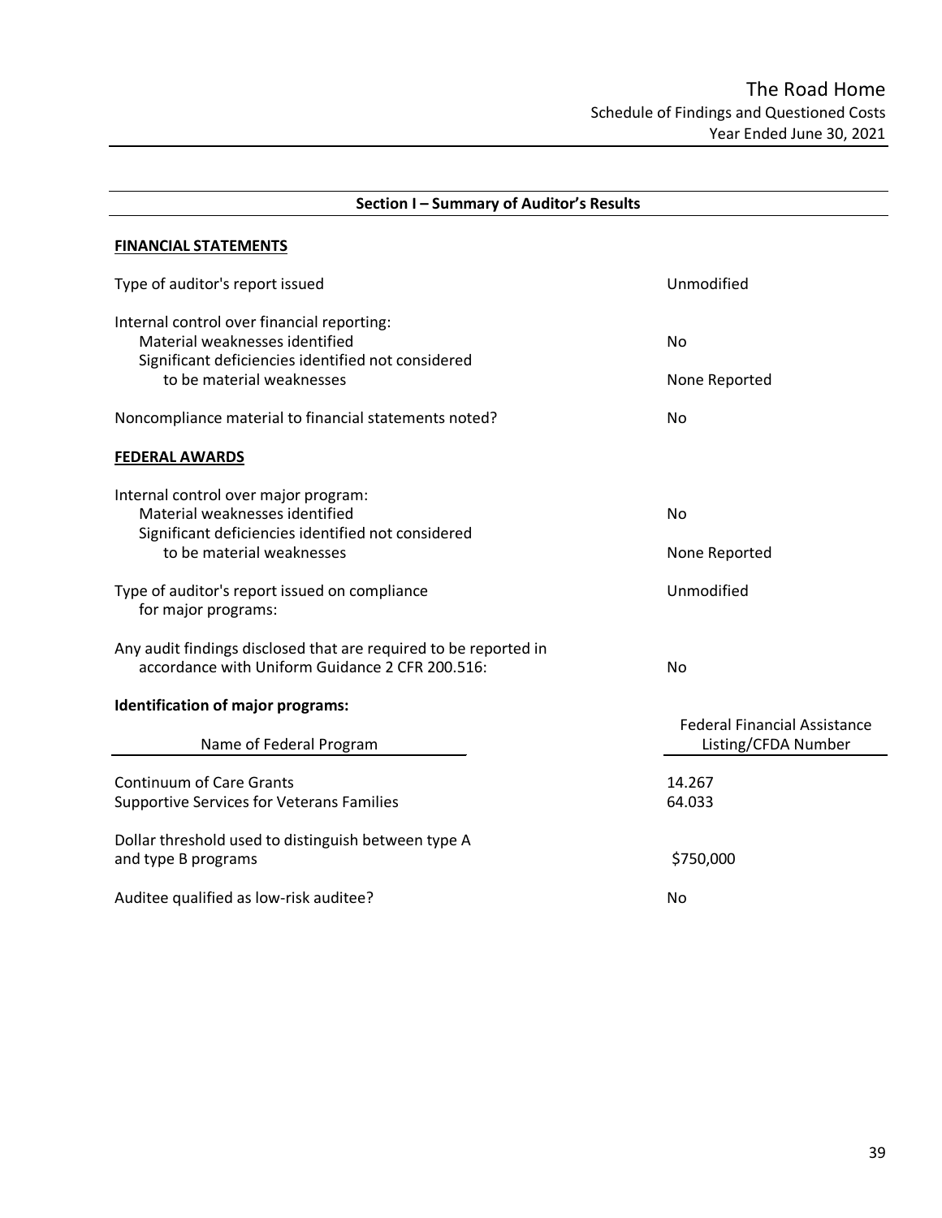# The Road Home

## Schedule of Findings and Questioned Costs

### Year Ended June 30, 2021

---

## Section I – Summary of Auditor's Results

**FINANCIAL STATEMENTS**

| | |
|---|---|
| Type of auditor's report issued | Unmodified |
| Internal control over financial reporting: | |
| Material weaknesses identified | No |
| Significant deficiencies identified not considered to be material weaknesses | None Reported |
| Noncompliance material to financial statements noted? | No |

**FEDERAL AWARDS**

| | |
|---|---|
| Internal control over major program: | |
| Material weaknesses identified | No |
| Significant deficiencies identified not considered to be material weaknesses | None Reported |
| Type of auditor's report issued on compliance for major programs: | Unmodified |
| Any audit findings disclosed that are required to be reported in accordance with Uniform Guidance 2 CFR 200.516: | No |

**Identification of major programs:**

| Name of Federal Program | Federal Financial Assistance Listing/CFDA Number |
|---|---|
| Continuum of Care Grants | 14.267 |
| Supportive Services for Veterans Families | 64.033 |

| | |
|---|---|
| Dollar threshold used to distinguish between type A and type B programs | $750,000 |
| Auditee qualified as low-risk auditee? | No |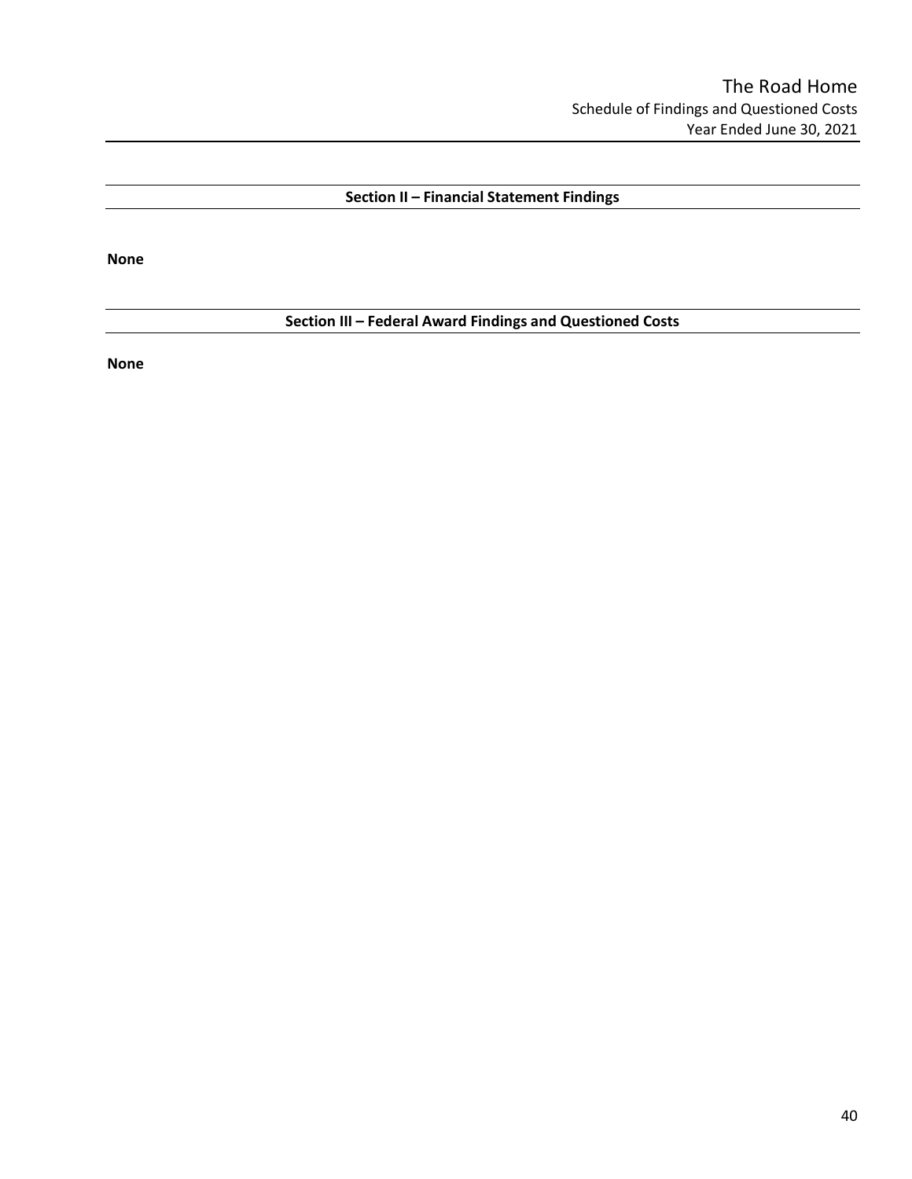## Section II – Financial Statement Findings

**None**

## Section III – Federal Award Findings and Questioned Costs

**None**